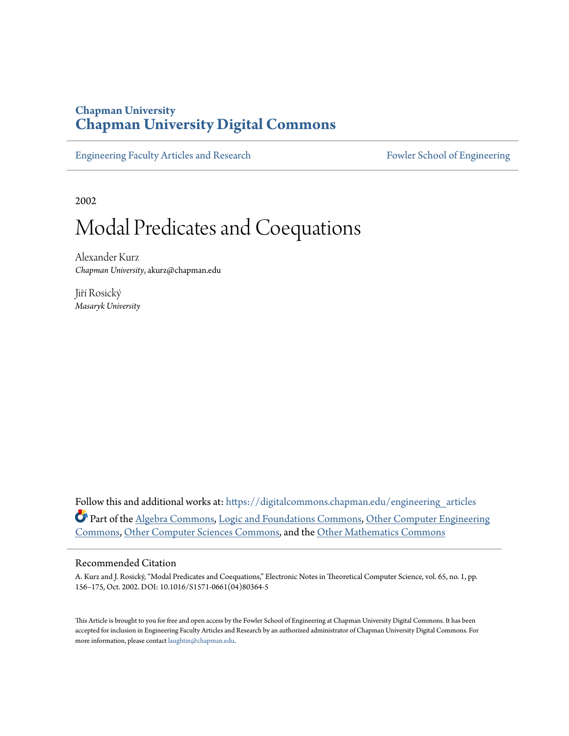Chapman University

# Chapman University Digital Commons

Engineering Faculty Articles and Research | Fowler School of Engineering

2002

# Modal Predicates and Coequations

Alexander Kurz
*Chapman University*, akurz@chapman.edu

Jiří Rosický
*Masaryk University*

Follow this and additional works at: https://digitalcommons.chapman.edu/engineering_articles

Part of the Algebra Commons, Logic and Foundations Commons, Other Computer Engineering Commons, Other Computer Sciences Commons, and the Other Mathematics Commons

## Recommended Citation

A. Kurz and J. Rosický, "Modal Predicates and Coequations," Electronic Notes in Theoretical Computer Science, vol. 65, no. 1, pp. 156–175, Oct. 2002. DOI: 10.1016/S1571-0661(04)80364-5

This Article is brought to you for free and open access by the Fowler School of Engineering at Chapman University Digital Commons. It has been accepted for inclusion in Engineering Faculty Articles and Research by an authorized administrator of Chapman University Digital Commons. For more information, please contact laughtin@chapman.edu.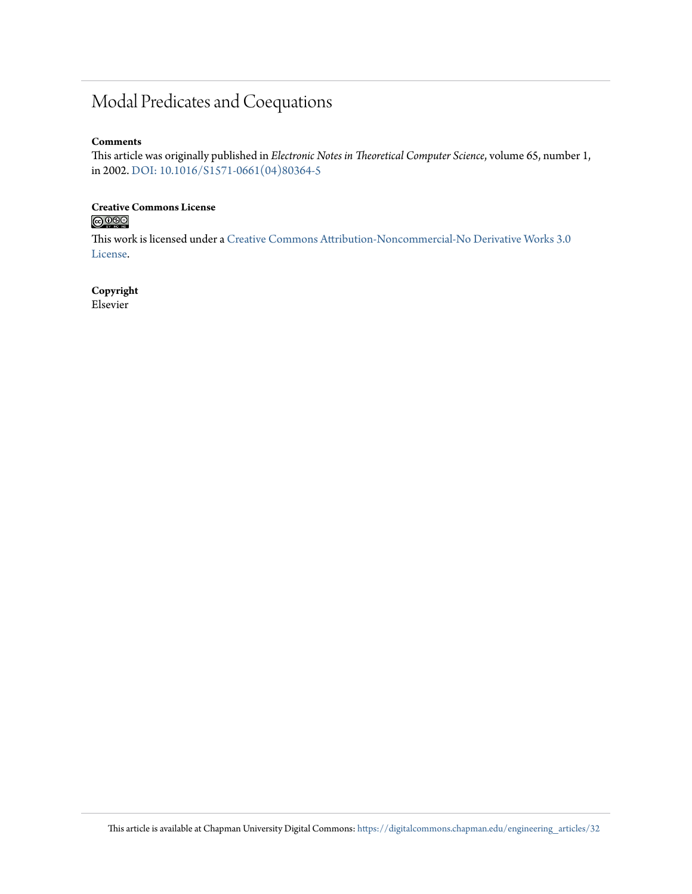# Modal Predicates and Coequations

**Comments**

This article was originally published in *Electronic Notes in Theoretical Computer Science*, volume 65, number 1, in 2002. DOI: 10.1016/S1571-0661(04)80364-5

**Creative Commons License**

This work is licensed under a Creative Commons Attribution-Noncommercial-No Derivative Works 3.0 License.

**Copyright**

Elsevier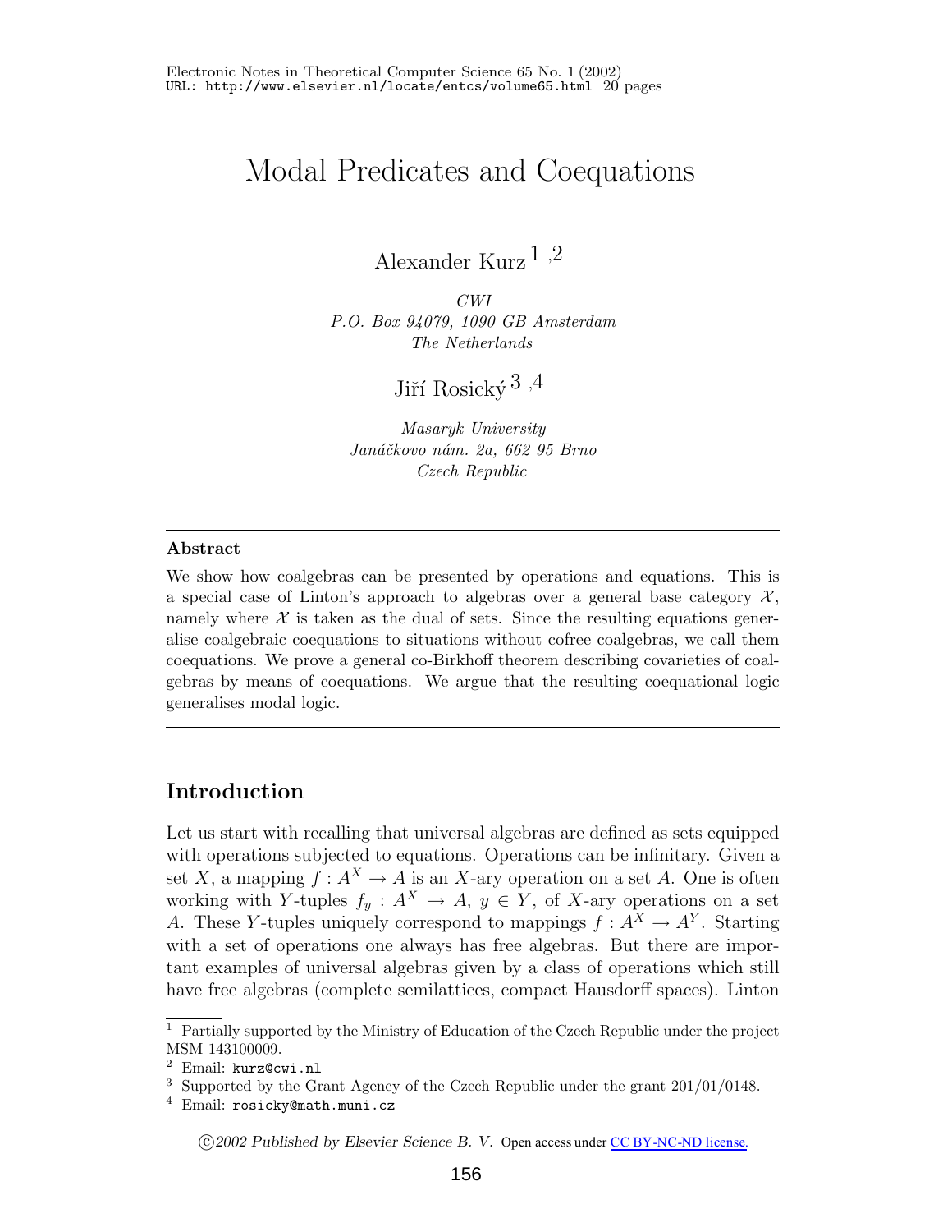# Modal Predicates and Coequations

Alexander Kurz [1,2]

*CWI*
*P.O. Box 94079, 1090 GB Amsterdam*
*The Netherlands*

Jiří Rosický [3,4]

*Masaryk University*
*Janáčkovo nám. 2a, 662 95 Brno*
*Czech Republic*

---

**Abstract**

We show how coalgebras can be presented by operations and equations. This is a special case of Linton's approach to algebras over a general base category $\mathcal{X}$, namely where $\mathcal{X}$ is taken as the dual of sets. Since the resulting equations generalise coalgebraic coequations to situations without cofree coalgebras, we call them coequations. We prove a general co-Birkhoff theorem describing covarieties of coalgebras by means of coequations. We argue that the resulting coequational logic generalises modal logic.

---

## Introduction

Let us start with recalling that universal algebras are defined as sets equipped with operations subjected to equations. Operations can be infinitary. Given a set $X$, a mapping $f : A^X \to A$ is an $X$-ary operation on a set $A$. One is often working with $Y$-tuples $f_y : A^X \to A$, $y \in Y$, of $X$-ary operations on a set $A$. These $Y$-tuples uniquely correspond to mappings $f : A^X \to A^Y$. Starting with a set of operations one always has free algebras. But there are important examples of universal algebras given by a class of operations which still have free algebras (complete semilattices, compact Hausdorff spaces). Linton

---

[1] Partially supported by the Ministry of Education of the Czech Republic under the project MSM 143100009.

[2] Email: kurz@cwi.nl

[3] Supported by the Grant Agency of the Czech Republic under the grant 201/01/0148.

[4] Email: rosicky@math.muni.cz

©2002 Published by Elsevier Science B. V. Open access under CC BY-NC-ND license.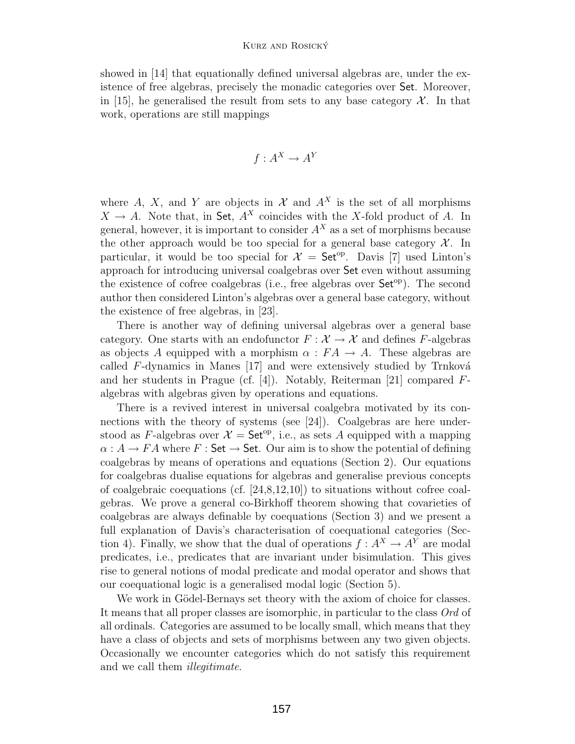showed in [14] that equationally defined universal algebras are, under the existence of free algebras, precisely the monadic categories over $\mathsf{Set}$. Moreover, in [15], he generalised the result from sets to any base category $\mathcal{X}$. In that work, operations are still mappings

$$f : A^X \to A^Y$$

where $A$, $X$, and $Y$ are objects in $\mathcal{X}$ and $A^X$ is the set of all morphisms $X \to A$. Note that, in $\mathsf{Set}$, $A^X$ coincides with the $X$-fold product of $A$. In general, however, it is important to consider $A^X$ as a set of morphisms because the other approach would be too special for a general base category $\mathcal{X}$. In particular, it would be too special for $\mathcal{X} = \mathsf{Set}^{\mathrm{op}}$. Davis [7] used Linton's approach for introducing universal coalgebras over $\mathsf{Set}$ even without assuming the existence of cofree coalgebras (i.e., free algebras over $\mathsf{Set}^{\mathrm{op}}$). The second author then considered Linton's algebras over a general base category, without the existence of free algebras, in [23].

There is another way of defining universal algebras over a general base category. One starts with an endofunctor $F : \mathcal{X} \to \mathcal{X}$ and defines $F$-algebras as objects $A$ equipped with a morphism $\alpha : FA \to A$. These algebras are called $F$-dynamics in Manes [17] and were extensively studied by Trnková and her students in Prague (cf. [4]). Notably, Reiterman [21] compared $F$-algebras with algebras given by operations and equations.

There is a revived interest in universal coalgebra motivated by its connections with the theory of systems (see [24]). Coalgebras are here understood as $F$-algebras over $\mathcal{X} = \mathsf{Set}^{\mathrm{op}}$, i.e., as sets $A$ equipped with a mapping $\alpha : A \to FA$ where $F : \mathsf{Set} \to \mathsf{Set}$. Our aim is to show the potential of defining coalgebras by means of operations and equations (Section 2). Our equations for coalgebras dualise equations for algebras and generalise previous concepts of coalgebraic coequations (cf. [24,8,12,10]) to situations without cofree coalgebras. We prove a general co-Birkhoff theorem showing that covarieties of coalgebras are always definable by coequations (Section 3) and we present a full explanation of Davis's characterisation of coequational categories (Section 4). Finally, we show that the dual of operations $f : A^X \to A^Y$ are modal predicates, i.e., predicates that are invariant under bisimulation. This gives rise to general notions of modal predicate and modal operator and shows that our coequational logic is a generalised modal logic (Section 5).

We work in Gödel-Bernays set theory with the axiom of choice for classes. It means that all proper classes are isomorphic, in particular to the class *Ord* of all ordinals. Categories are assumed to be locally small, which means that they have a class of objects and sets of morphisms between any two given objects. Occasionally we encounter categories which do not satisfy this requirement and we call them *illegitimate*.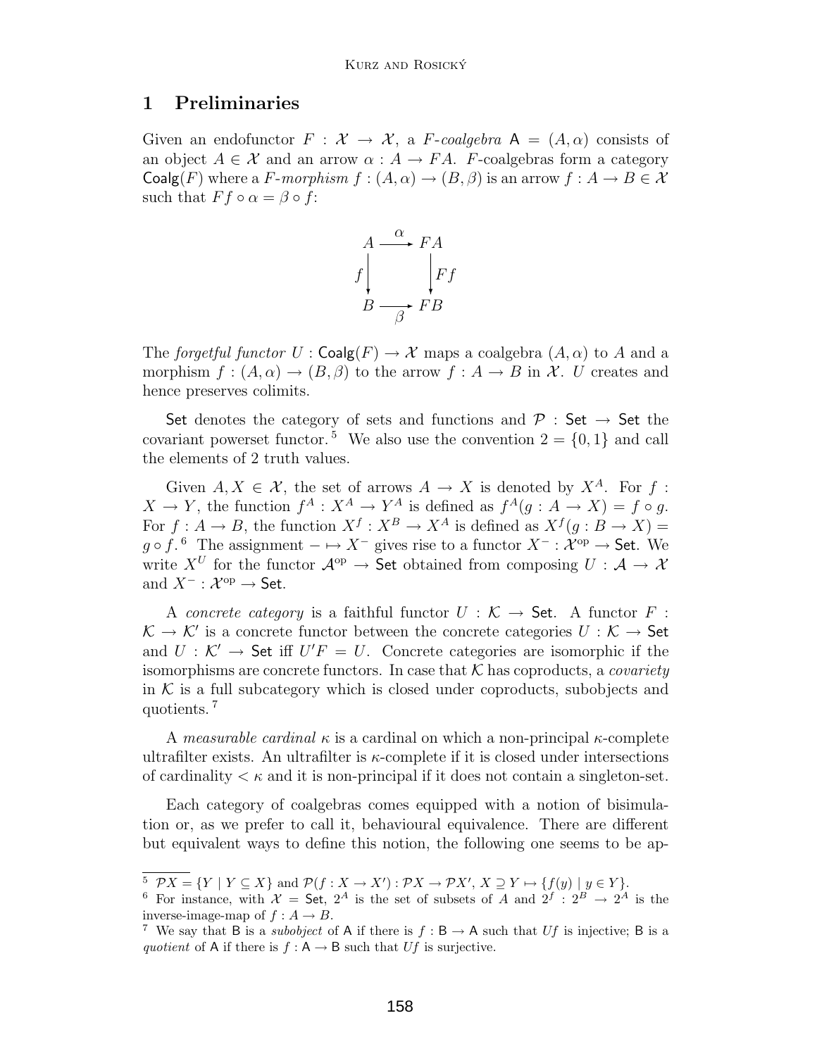## 1 Preliminaries

Given an endofunctor $F : \mathcal{X} \to \mathcal{X}$, a *F-coalgebra* $\mathsf{A} = (A, \alpha)$ consists of an object $A \in \mathcal{X}$ and an arrow $\alpha : A \to FA$. $F$-coalgebras form a category $\mathsf{Coalg}(F)$ where a *F-morphism* $f : (A, \alpha) \to (B, \beta)$ is an arrow $f : A \to B \in \mathcal{X}$ such that $Ff \circ \alpha = \beta \circ f$:

$$\begin{array}{ccc} A & \xrightarrow{\alpha} & FA \\ {\scriptstyle f}\downarrow & & \downarrow{\scriptstyle Ff} \\ B & \xrightarrow[\beta]{} & FB \end{array}$$

The *forgetful functor* $U : \mathsf{Coalg}(F) \to \mathcal{X}$ maps a coalgebra $(A, \alpha)$ to $A$ and a morphism $f : (A, \alpha) \to (B, \beta)$ to the arrow $f : A \to B$ in $\mathcal{X}$. $U$ creates and hence preserves colimits.

$\mathsf{Set}$ denotes the category of sets and functions and $\mathcal{P} : \mathsf{Set} \to \mathsf{Set}$ the covariant powerset functor. [5] We also use the convention $2 = \{0, 1\}$ and call the elements of 2 truth values.

Given $A, X \in \mathcal{X}$, the set of arrows $A \to X$ is denoted by $X^A$. For $f : X \to Y$, the function $f^A : X^A \to Y^A$ is defined as $f^A(g : A \to X) = f \circ g$. For $f : A \to B$, the function $X^f : X^B \to X^A$ is defined as $X^f(g : B \to X) = g \circ f$. [6] The assignment $- \mapsto X^-$ gives rise to a functor $X^- : \mathcal{X}^{\mathrm{op}} \to \mathsf{Set}$. We write $X^U$ for the functor $\mathcal{A}^{\mathrm{op}} \to \mathsf{Set}$ obtained from composing $U : \mathcal{A} \to \mathcal{X}$ and $X^- : \mathcal{X}^{\mathrm{op}} \to \mathsf{Set}$.

A *concrete category* is a faithful functor $U : \mathcal{K} \to \mathsf{Set}$. A functor $F : \mathcal{K} \to \mathcal{K}'$ is a concrete functor between the concrete categories $U : \mathcal{K} \to \mathsf{Set}$ and $U : \mathcal{K}' \to \mathsf{Set}$ iff $U'F = U$. Concrete categories are isomorphic if the isomorphisms are concrete functors. In case that $\mathcal{K}$ has coproducts, a *covariety* in $\mathcal{K}$ is a full subcategory which is closed under coproducts, subobjects and quotients. [7]

A *measurable cardinal* $\kappa$ is a cardinal on which a non-principal $\kappa$-complete ultrafilter exists. An ultrafilter is $\kappa$-complete if it is closed under intersections of cardinality $< \kappa$ and it is non-principal if it does not contain a singleton-set.

Each category of coalgebras comes equipped with a notion of bisimulation or, as we prefer to call it, behavioural equivalence. There are different but equivalent ways to define this notion, the following one seems to be ap-

---

[5] $\mathcal{P}X = \{Y \mid Y \subseteq X\}$ and $\mathcal{P}(f : X \to X') : \mathcal{P}X \to \mathcal{P}X'$, $X \supseteq Y \mapsto \{f(y) \mid y \in Y\}$.

[6] For instance, with $\mathcal{X} = \mathsf{Set}$, $2^A$ is the set of subsets of $A$ and $2^f : 2^B \to 2^A$ is the inverse-image-map of $f : A \to B$.

[7] We say that $\mathsf{B}$ is a *subobject* of $\mathsf{A}$ if there is $f : \mathsf{B} \to \mathsf{A}$ such that $Uf$ is injective; $\mathsf{B}$ is a *quotient* of $\mathsf{A}$ if there is $f : \mathsf{A} \to \mathsf{B}$ such that $Uf$ is surjective.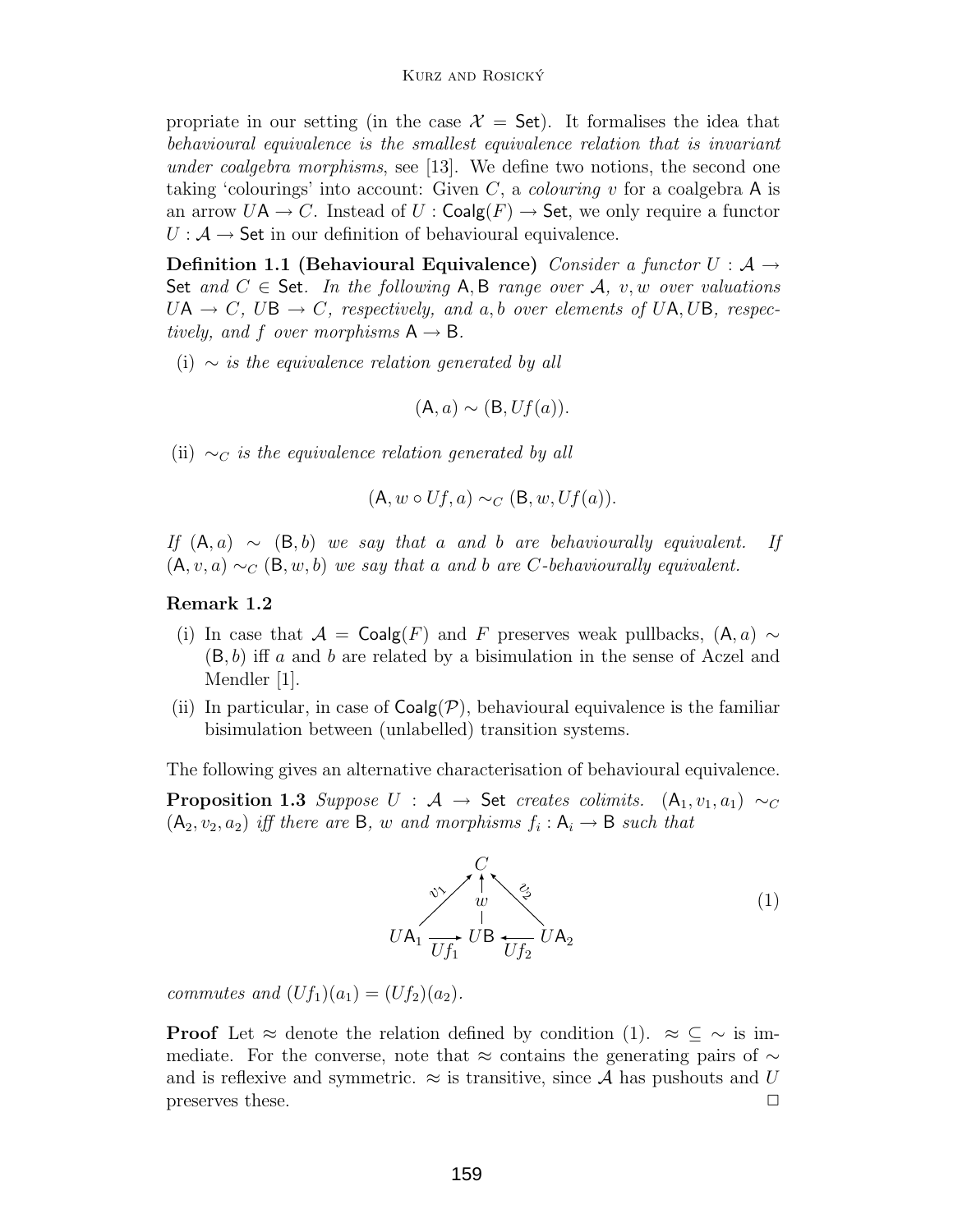propriate in our setting (in the case $\mathcal{X} = \mathsf{Set}$). It formalises the idea that *behavioural equivalence is the smallest equivalence relation that is invariant under coalgebra morphisms*, see [13]. We define two notions, the second one taking 'colourings' into account: Given $C$, a *colouring* $v$ for a coalgebra $\mathsf{A}$ is an arrow $U\mathsf{A} \to C$. Instead of $U : \mathsf{Coalg}(F) \to \mathsf{Set}$, we only require a functor $U : \mathcal{A} \to \mathsf{Set}$ in our definition of behavioural equivalence.

**Definition 1.1 (Behavioural Equivalence)** *Consider a functor $U : \mathcal{A} \to \mathsf{Set}$ and $C \in \mathsf{Set}$. In the following $\mathsf{A}, \mathsf{B}$ range over $\mathcal{A}$, $v, w$ over valuations $U\mathsf{A} \to C$, $U\mathsf{B} \to C$, respectively, and $a, b$ over elements of $U\mathsf{A}, U\mathsf{B}$, respectively, and $f$ over morphisms $\mathsf{A} \to \mathsf{B}$.*

(i) *$\sim$ is the equivalence relation generated by all*

$$(\mathsf{A}, a) \sim (\mathsf{B}, Uf(a)).$$

(ii) *$\sim_C$ is the equivalence relation generated by all*

$$(\mathsf{A}, w \circ Uf, a) \sim_C (\mathsf{B}, w, Uf(a)).$$

*If $(\mathsf{A}, a) \sim (\mathsf{B}, b)$ we say that $a$ and $b$ are behaviourally equivalent. If $(\mathsf{A}, v, a) \sim_C (\mathsf{B}, w, b)$ we say that $a$ and $b$ are $C$-behaviourally equivalent.*

**Remark 1.2**

(i) In case that $\mathcal{A} = \mathsf{Coalg}(F)$ and $F$ preserves weak pullbacks, $(\mathsf{A}, a) \sim (\mathsf{B}, b)$ iff $a$ and $b$ are related by a bisimulation in the sense of Aczel and Mendler [1].

(ii) In particular, in case of $\mathsf{Coalg}(\mathcal{P})$, behavioural equivalence is the familiar bisimulation between (unlabelled) transition systems.

The following gives an alternative characterisation of behavioural equivalence.

**Proposition 1.3** *Suppose $U : \mathcal{A} \to \mathsf{Set}$ creates colimits. $(\mathsf{A}_1, v_1, a_1) \sim_C (\mathsf{A}_2, v_2, a_2)$ iff there are $\mathsf{B}$, $w$ and morphisms $f_i : \mathsf{A}_i \to \mathsf{B}$ such that*

$$\begin{array}{ccccc} & & C & & \\ & \overset{v_1}{\nearrow} & \uparrow w & \overset{v_2}{\nwarrow} & \\ U\mathsf{A}_1 & \xrightarrow{Uf_1} & U\mathsf{B} & \xleftarrow{Uf_2} & U\mathsf{A}_2 \end{array} \qquad (1)$$

*commutes and $(Uf_1)(a_1) = (Uf_2)(a_2)$.*

**Proof** Let $\approx$ denote the relation defined by condition (1). $\approx \subseteq \sim$ is immediate. For the converse, note that $\approx$ contains the generating pairs of $\sim$ and is reflexive and symmetric. $\approx$ is transitive, since $\mathcal{A}$ has pushouts and $U$ preserves these. $\square$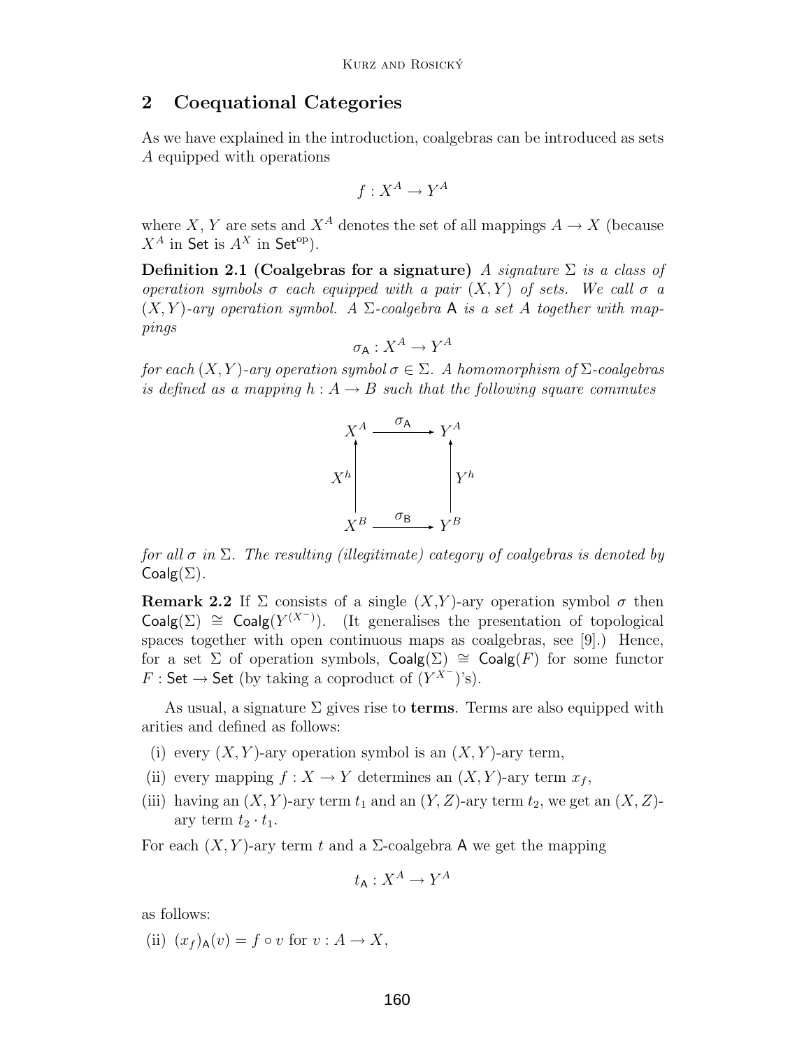## 2 Coequational Categories

As we have explained in the introduction, coalgebras can be introduced as sets $A$ equipped with operations

$$f : X^A \to Y^A$$

where $X, Y$ are sets and $X^A$ denotes the set of all mappings $A \to X$ (because $X^A$ in $\mathsf{Set}$ is $A^X$ in $\mathsf{Set}^{\mathrm{op}}$).

**Definition 2.1 (Coalgebras for a signature)** *A signature $\Sigma$ is a class of operation symbols $\sigma$ each equipped with a pair $(X, Y)$ of sets. We call $\sigma$ a $(X, Y)$-ary operation symbol. A $\Sigma$-coalgebra $\mathsf{A}$ is a set $A$ together with mappings*

$$\sigma_{\mathsf{A}} : X^A \to Y^A$$

*for each $(X, Y)$-ary operation symbol $\sigma \in \Sigma$. A homomorphism of $\Sigma$-coalgebras is defined as a mapping $h : A \to B$ such that the following square commutes*

$$\begin{array}{ccc} X^A & \xrightarrow{\sigma_{\mathsf{A}}} & Y^A \\ \uparrow X^h & & \uparrow Y^h \\ X^B & \xrightarrow{\sigma_{\mathsf{B}}} & Y^B \end{array}$$

*for all $\sigma$ in $\Sigma$. The resulting (illegitimate) category of coalgebras is denoted by $\mathsf{Coalg}(\Sigma)$.*

**Remark 2.2** If $\Sigma$ consists of a single $(X,Y)$-ary operation symbol $\sigma$ then $\mathsf{Coalg}(\Sigma) \cong \mathsf{Coalg}(Y^{(X^-)})$. (It generalises the presentation of topological spaces together with open continuous maps as coalgebras, see [9].) Hence, for a set $\Sigma$ of operation symbols, $\mathsf{Coalg}(\Sigma) \cong \mathsf{Coalg}(F)$ for some functor $F : \mathsf{Set} \to \mathsf{Set}$ (by taking a coproduct of $(Y^{X^-})$'s).

As usual, a signature $\Sigma$ gives rise to **terms**. Terms are also equipped with arities and defined as follows:

(i) every $(X, Y)$-ary operation symbol is an $(X, Y)$-ary term,

(ii) every mapping $f : X \to Y$ determines an $(X, Y)$-ary term $x_f$,

(iii) having an $(X, Y)$-ary term $t_1$ and an $(Y, Z)$-ary term $t_2$, we get an $(X, Z)$-ary term $t_2 \cdot t_1$.

For each $(X, Y)$-ary term $t$ and a $\Sigma$-coalgebra $\mathsf{A}$ we get the mapping

$$t_{\mathsf{A}} : X^A \to Y^A$$

as follows:

(ii) $(x_f)_{\mathsf{A}}(v) = f \circ v$ for $v : A \to X$,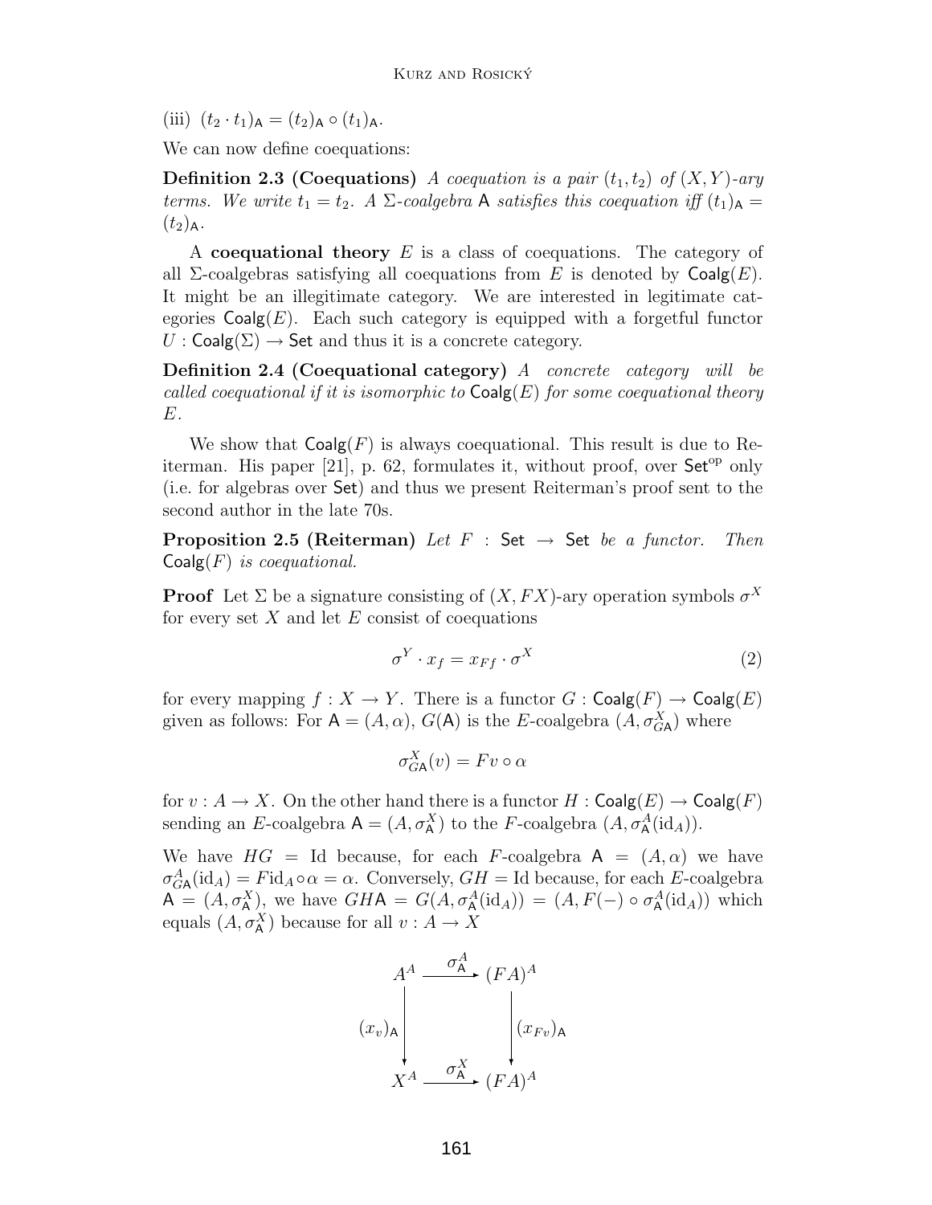(iii) $(t_2 \cdot t_1)_{\mathsf{A}} = (t_2)_{\mathsf{A}} \circ (t_1)_{\mathsf{A}}$.

We can now define coequations:

**Definition 2.3 (Coequations)** *A coequation is a pair $(t_1, t_2)$ of $(X, Y)$-ary terms. We write $t_1 = t_2$. A $\Sigma$-coalgebra $\mathsf{A}$ satisfies this coequation iff $(t_1)_{\mathsf{A}} = (t_2)_{\mathsf{A}}$.*

A **coequational theory** $E$ is a class of coequations. The category of all $\Sigma$-coalgebras satisfying all coequations from $E$ is denoted by $\mathsf{Coalg}(E)$. It might be an illegitimate category. We are interested in legitimate categories $\mathsf{Coalg}(E)$. Each such category is equipped with a forgetful functor $U : \mathsf{Coalg}(\Sigma) \to \mathsf{Set}$ and thus it is a concrete category.

**Definition 2.4 (Coequational category)** *A concrete category will be called coequational if it is isomorphic to $\mathsf{Coalg}(E)$ for some coequational theory $E$.*

We show that $\mathsf{Coalg}(F)$ is always coequational. This result is due to Reiterman. His paper [21], p. 62, formulates it, without proof, over $\mathsf{Set}^{\mathrm{op}}$ only (i.e. for algebras over $\mathsf{Set}$) and thus we present Reiterman's proof sent to the second author in the late 70s.

**Proposition 2.5 (Reiterman)** *Let $F : \mathsf{Set} \to \mathsf{Set}$ be a functor. Then $\mathsf{Coalg}(F)$ is coequational.*

**Proof** Let $\Sigma$ be a signature consisting of $(X, FX)$-ary operation symbols $\sigma^X$ for every set $X$ and let $E$ consist of coequations

$$\sigma^Y \cdot x_f = x_{Ff} \cdot \sigma^X \tag{2}$$

for every mapping $f : X \to Y$. There is a functor $G : \mathsf{Coalg}(F) \to \mathsf{Coalg}(E)$ given as follows: For $\mathsf{A} = (A, \alpha)$, $G(\mathsf{A})$ is the $E$-coalgebra $(A, \sigma^X_{G\mathsf{A}})$ where

$$\sigma^X_{G\mathsf{A}}(v) = Fv \circ \alpha$$

for $v : A \to X$. On the other hand there is a functor $H : \mathsf{Coalg}(E) \to \mathsf{Coalg}(F)$ sending an $E$-coalgebra $\mathsf{A} = (A, \sigma^X_{\mathsf{A}})$ to the $F$-coalgebra $(A, \sigma^A_{\mathsf{A}}(\mathrm{id}_A))$.

We have $HG = \mathrm{Id}$ because, for each $F$-coalgebra $\mathsf{A} = (A, \alpha)$ we have $\sigma^A_{G\mathsf{A}}(\mathrm{id}_A) = F\mathrm{id}_A \circ \alpha = \alpha$. Conversely, $GH = \mathrm{Id}$ because, for each $E$-coalgebra $\mathsf{A} = (A, \sigma^X_{\mathsf{A}})$, we have $GH\mathsf{A} = G(A, \sigma^A_{\mathsf{A}}(\mathrm{id}_A)) = (A, F(-) \circ \sigma^A_{\mathsf{A}}(\mathrm{id}_A))$ which equals $(A, \sigma^X_{\mathsf{A}})$ because for all $v : A \to X$

$$\begin{array}{ccc}
A^A & \xrightarrow{\sigma^A_{\mathsf{A}}} & (FA)^A \\
{\scriptstyle (x_v)_{\mathsf{A}}}\downarrow & & \downarrow{\scriptstyle (x_{Fv})_{\mathsf{A}}} \\
X^A & \xrightarrow{\sigma^X_{\mathsf{A}}} & (FA)^A
\end{array}$$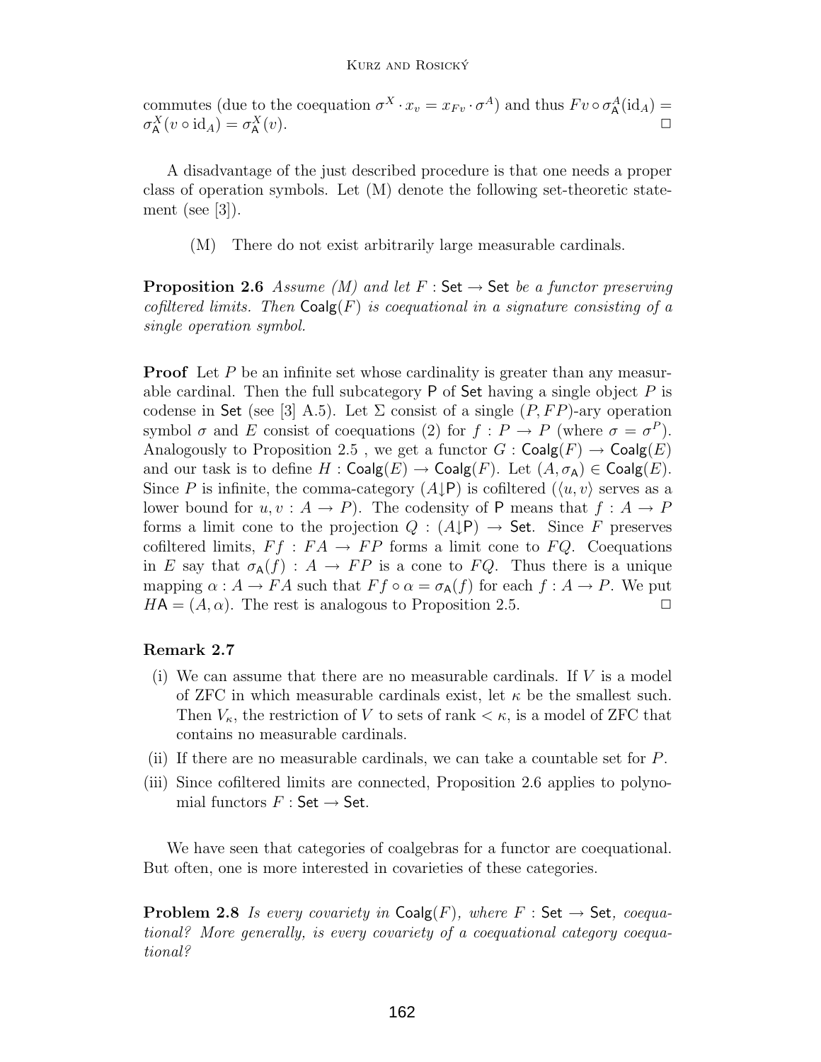commutes (due to the coequation $\sigma^X \cdot x_v = x_{Fv} \cdot \sigma^A$) and thus $Fv \circ \sigma^A_{\mathsf{A}}(\mathrm{id}_A) = \sigma^X_{\mathsf{A}}(v \circ \mathrm{id}_A) = \sigma^X_{\mathsf{A}}(v)$. □

A disadvantage of the just described procedure is that one needs a proper class of operation symbols. Let (M) denote the following set-theoretic statement (see [3]).

(M) There do not exist arbitrarily large measurable cardinals.

**Proposition 2.6** *Assume (M) and let $F : \mathsf{Set} \to \mathsf{Set}$ be a functor preserving cofiltered limits. Then $\mathsf{Coalg}(F)$ is coequational in a signature consisting of a single operation symbol.*

**Proof** Let $P$ be an infinite set whose cardinality is greater than any measurable cardinal. Then the full subcategory $\mathsf{P}$ of $\mathsf{Set}$ having a single object $P$ is codense in $\mathsf{Set}$ (see [3] A.5). Let $\Sigma$ consist of a single $(P, FP)$-ary operation symbol $\sigma$ and $E$ consist of coequations (2) for $f : P \to P$ (where $\sigma = \sigma^P$). Analogously to Proposition 2.5 , we get a functor $G : \mathsf{Coalg}(F) \to \mathsf{Coalg}(E)$ and our task is to define $H : \mathsf{Coalg}(E) \to \mathsf{Coalg}(F)$. Let $(A, \sigma_{\mathsf{A}}) \in \mathsf{Coalg}(E)$. Since $P$ is infinite, the comma-category $(A{\downarrow}\mathsf{P})$ is cofiltered ($\langle u, v\rangle$ serves as a lower bound for $u, v : A \to P$). The codensity of $\mathsf{P}$ means that $f : A \to P$ forms a limit cone to the projection $Q : (A{\downarrow}\mathsf{P}) \to \mathsf{Set}$. Since $F$ preserves cofiltered limits, $Ff : FA \to FP$ forms a limit cone to $FQ$. Coequations in $E$ say that $\sigma_{\mathsf{A}}(f) : A \to FP$ is a cone to $FQ$. Thus there is a unique mapping $\alpha : A \to FA$ such that $Ff \circ \alpha = \sigma_{\mathsf{A}}(f)$ for each $f : A \to P$. We put $H\mathsf{A} = (A, \alpha)$. The rest is analogous to Proposition 2.5. □

**Remark 2.7**

- (i) We can assume that there are no measurable cardinals. If $V$ is a model of ZFC in which measurable cardinals exist, let $\kappa$ be the smallest such. Then $V_\kappa$, the restriction of $V$ to sets of rank $< \kappa$, is a model of ZFC that contains no measurable cardinals.
- (ii) If there are no measurable cardinals, we can take a countable set for $P$.
- (iii) Since cofiltered limits are connected, Proposition 2.6 applies to polynomial functors $F : \mathsf{Set} \to \mathsf{Set}$.

We have seen that categories of coalgebras for a functor are coequational. But often, one is more interested in covarieties of these categories.

**Problem 2.8** *Is every covariety in $\mathsf{Coalg}(F)$, where $F : \mathsf{Set} \to \mathsf{Set}$, coequational? More generally, is every covariety of a coequational category coequational?*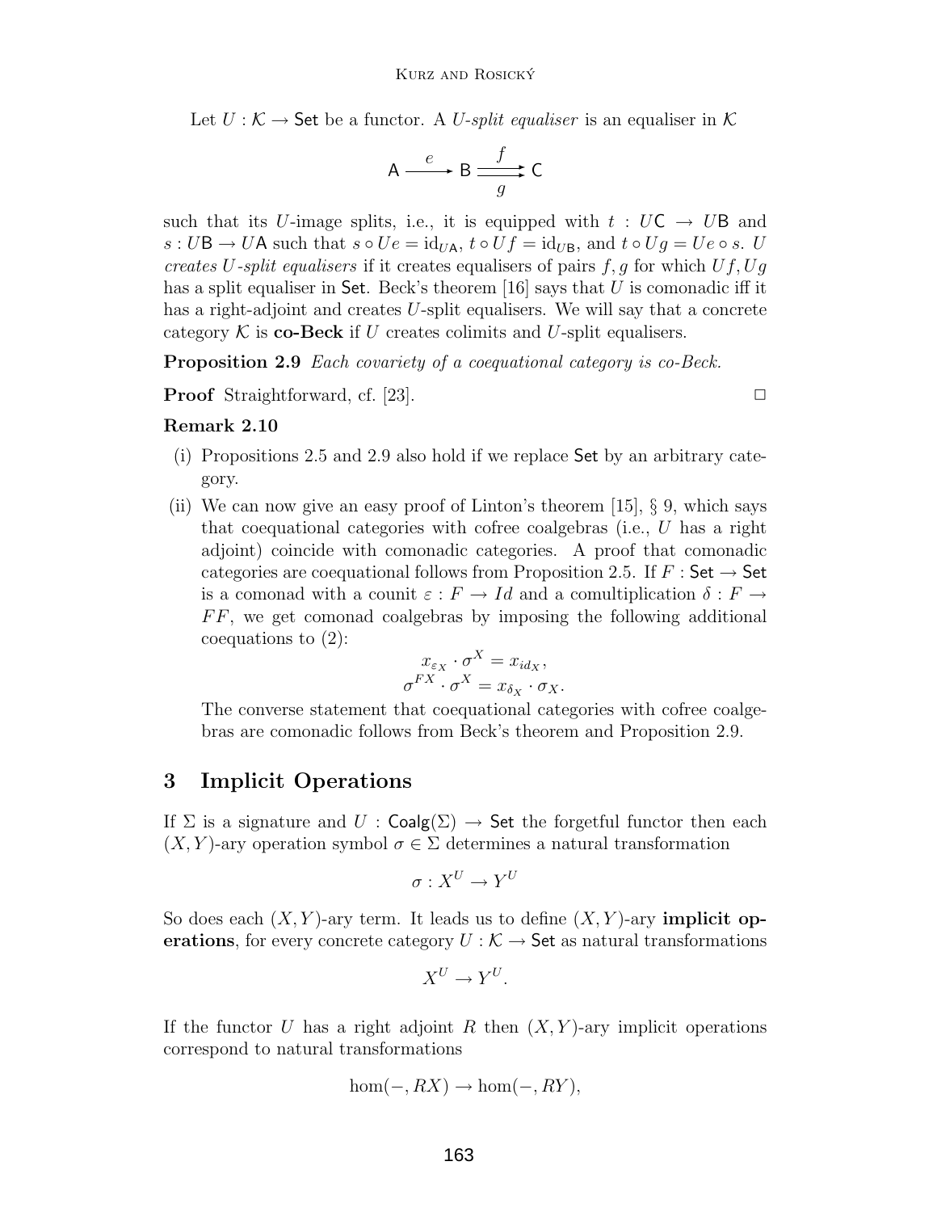Let $U : \mathcal{K} \to \mathsf{Set}$ be a functor. A *U-split equaliser* is an equaliser in $\mathcal{K}$

$$\mathsf{A} \xrightarrow{\ e\ } \mathsf{B} \underset{g}{\overset{f}{\rightrightarrows}} \mathsf{C}$$

such that its $U$-image splits, i.e., it is equipped with $t : U\mathsf{C} \to U\mathsf{B}$ and $s : U\mathsf{B} \to U\mathsf{A}$ such that $s \circ Ue = \mathrm{id}_{U\mathsf{A}}$, $t \circ Uf = \mathrm{id}_{U\mathsf{B}}$, and $t \circ Ug = Ue \circ s$. *U creates U-split equalisers* if it creates equalisers of pairs $f, g$ for which $Uf, Ug$ has a split equaliser in $\mathsf{Set}$. Beck's theorem [16] says that $U$ is comonadic iff it has a right-adjoint and creates $U$-split equalisers. We will say that a concrete category $\mathcal{K}$ is **co-Beck** if $U$ creates colimits and $U$-split equalisers.

**Proposition 2.9** *Each covariety of a coequational category is co-Beck.*

**Proof** Straightforward, cf. [23]. $\square$

**Remark 2.10**

- (i) Propositions 2.5 and 2.9 also hold if we replace $\mathsf{Set}$ by an arbitrary category.
- (ii) We can now give an easy proof of Linton's theorem [15], § 9, which says that coequational categories with cofree coalgebras (i.e., $U$ has a right adjoint) coincide with comonadic categories. A proof that comonadic categories are coequational follows from Proposition 2.5. If $F : \mathsf{Set} \to \mathsf{Set}$ is a comonad with a counit $\varepsilon : F \to Id$ and a comultiplication $\delta : F \to FF$, we get comonad coalgebras by imposing the following additional coequations to (2):

$$x_{\varepsilon_X} \cdot \sigma^X = x_{id_X},$$
$$\sigma^{FX} \cdot \sigma^X = x_{\delta_X} \cdot \sigma_X.$$

  The converse statement that coequational categories with cofree coalgebras are comonadic follows from Beck's theorem and Proposition 2.9.

## 3 Implicit Operations

If $\Sigma$ is a signature and $U : \mathsf{Coalg}(\Sigma) \to \mathsf{Set}$ the forgetful functor then each $(X, Y)$-ary operation symbol $\sigma \in \Sigma$ determines a natural transformation

$$\sigma : X^U \to Y^U$$

So does each $(X, Y)$-ary term. It leads us to define $(X, Y)$-ary **implicit operations**, for every concrete category $U : \mathcal{K} \to \mathsf{Set}$ as natural transformations

$$X^U \to Y^U.$$

If the functor $U$ has a right adjoint $R$ then $(X, Y)$-ary implicit operations correspond to natural transformations

$$\hom(-, RX) \to \hom(-, RY),$$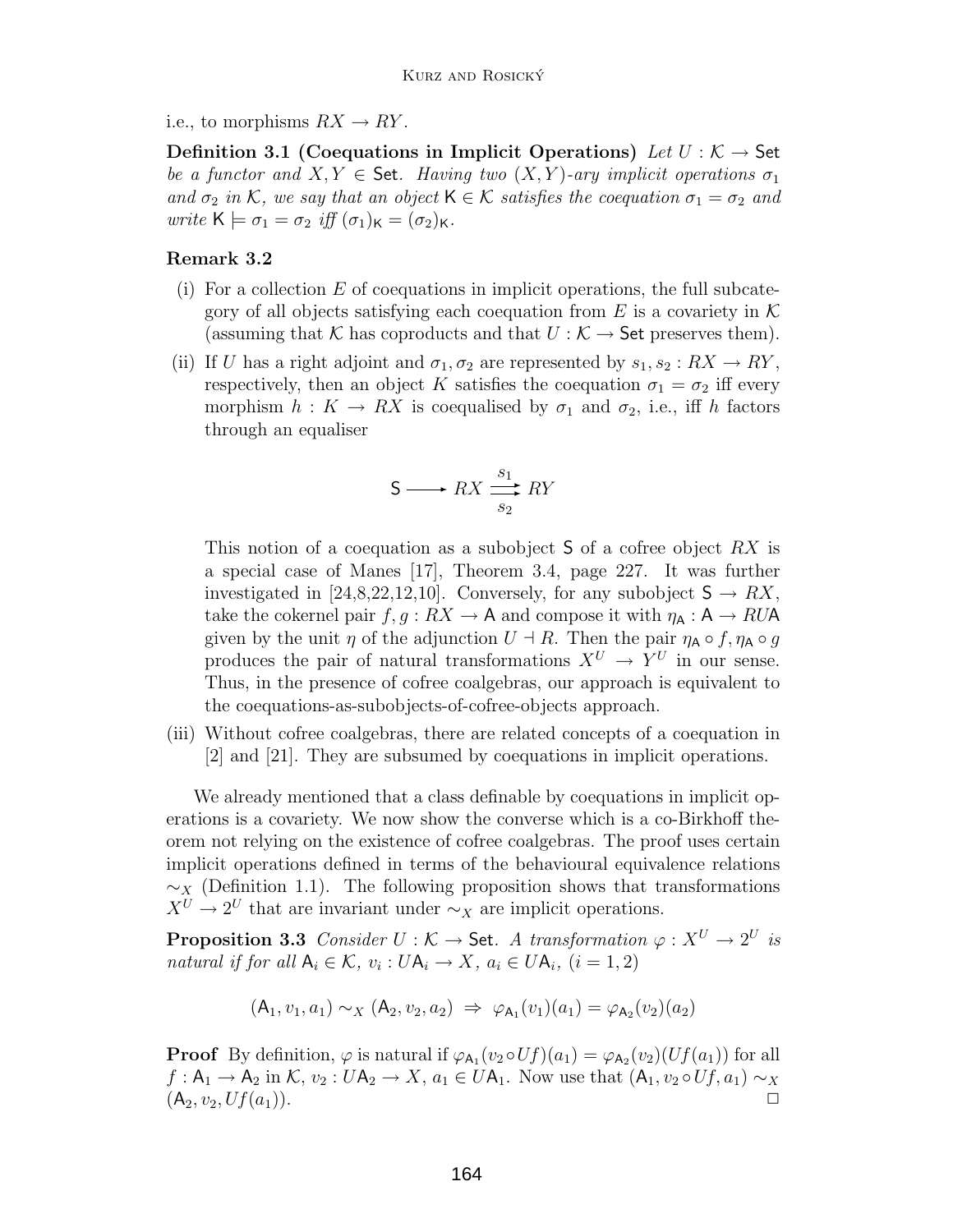i.e., to morphisms $RX \to RY$.

**Definition 3.1 (Coequations in Implicit Operations)** *Let $U : \mathcal{K} \to \mathsf{Set}$ be a functor and $X, Y \in \mathsf{Set}$. Having two $(X, Y)$-ary implicit operations $\sigma_1$ and $\sigma_2$ in $\mathcal{K}$, we say that an object $\mathsf{K} \in \mathcal{K}$ satisfies the coequation $\sigma_1 = \sigma_2$ and write $\mathsf{K} \models \sigma_1 = \sigma_2$ iff $(\sigma_1)_\mathsf{K} = (\sigma_2)_\mathsf{K}$.*

**Remark 3.2**

- (i) For a collection $E$ of coequations in implicit operations, the full subcategory of all objects satisfying each coequation from $E$ is a covariety in $\mathcal{K}$ (assuming that $\mathcal{K}$ has coproducts and that $U : \mathcal{K} \to \mathsf{Set}$ preserves them).
- (ii) If $U$ has a right adjoint and $\sigma_1, \sigma_2$ are represented by $s_1, s_2 : RX \to RY$, respectively, then an object $K$ satisfies the coequation $\sigma_1 = \sigma_2$ iff every morphism $h : K \to RX$ is coequalised by $\sigma_1$ and $\sigma_2$, i.e., iff $h$ factors through an equaliser

$$\mathsf{S} \longrightarrow RX \underset{s_2}{\overset{s_1}{\rightrightarrows}} RY$$

  This notion of a coequation as a subobject $\mathsf{S}$ of a cofree object $RX$ is a special case of Manes [17], Theorem 3.4, page 227. It was further investigated in [24,8,22,12,10]. Conversely, for any subobject $\mathsf{S} \to RX$, take the cokernel pair $f, g : RX \to \mathsf{A}$ and compose it with $\eta_\mathsf{A} : \mathsf{A} \to RU\mathsf{A}$ given by the unit $\eta$ of the adjunction $U \dashv R$. Then the pair $\eta_\mathsf{A} \circ f, \eta_\mathsf{A} \circ g$ produces the pair of natural transformations $X^U \to Y^U$ in our sense. Thus, in the presence of cofree coalgebras, our approach is equivalent to the coequations-as-subobjects-of-cofree-objects approach.
- (iii) Without cofree coalgebras, there are related concepts of a coequation in [2] and [21]. They are subsumed by coequations in implicit operations.

We already mentioned that a class definable by coequations in implicit operations is a covariety. We now show the converse which is a co-Birkhoff theorem not relying on the existence of cofree coalgebras. The proof uses certain implicit operations defined in terms of the behavioural equivalence relations $\sim_X$ (Definition 1.1). The following proposition shows that transformations $X^U \to 2^U$ that are invariant under $\sim_X$ are implicit operations.

**Proposition 3.3** *Consider $U : \mathcal{K} \to \mathsf{Set}$. A transformation $\varphi : X^U \to 2^U$ is natural if for all $\mathsf{A}_i \in \mathcal{K}$, $v_i : U\mathsf{A}_i \to X$, $a_i \in U\mathsf{A}_i$, $(i = 1, 2)$*

$$(\mathsf{A}_1, v_1, a_1) \sim_X (\mathsf{A}_2, v_2, a_2) \;\Rightarrow\; \varphi_{\mathsf{A}_1}(v_1)(a_1) = \varphi_{\mathsf{A}_2}(v_2)(a_2)$$

**Proof** By definition, $\varphi$ is natural if $\varphi_{\mathsf{A}_1}(v_2 \circ Uf)(a_1) = \varphi_{\mathsf{A}_2}(v_2)(Uf(a_1))$ for all $f : \mathsf{A}_1 \to \mathsf{A}_2$ in $\mathcal{K}$, $v_2 : U\mathsf{A}_2 \to X$, $a_1 \in U\mathsf{A}_1$. Now use that $(\mathsf{A}_1, v_2 \circ Uf, a_1) \sim_X (\mathsf{A}_2, v_2, Uf(a_1))$. □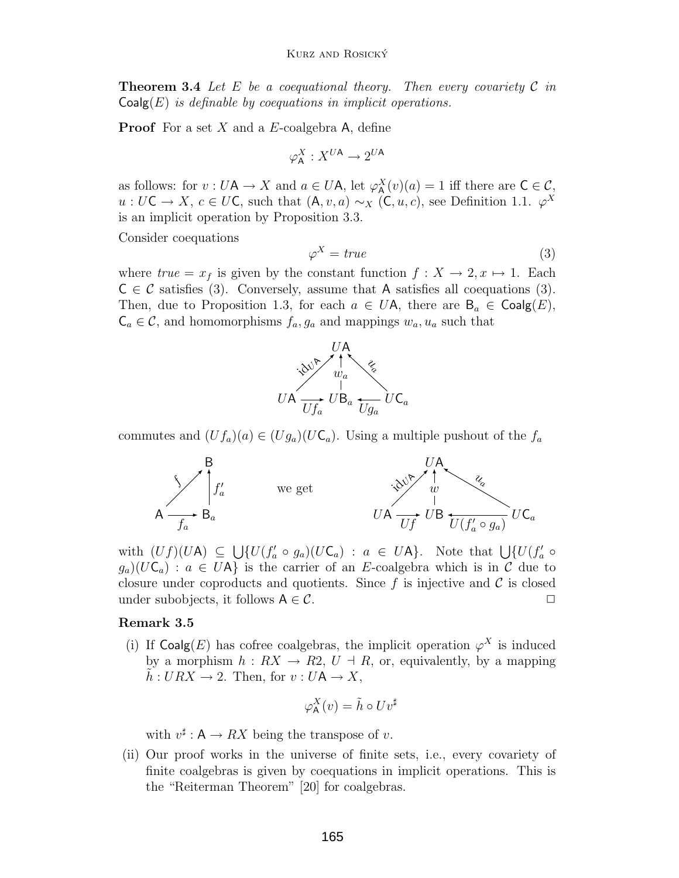**Theorem 3.4** *Let $E$ be a coequational theory. Then every covariety $\mathcal{C}$ in $\mathsf{Coalg}(E)$ is definable by coequations in implicit operations.*

**Proof** For a set $X$ and a $E$-coalgebra $\mathsf{A}$, define

$$\varphi^X_{\mathsf{A}} : X^{U\mathsf{A}} \to 2^{U\mathsf{A}}$$

as follows: for $v : U\mathsf{A} \to X$ and $a \in U\mathsf{A}$, let $\varphi^X_{\mathsf{A}}(v)(a) = 1$ iff there are $\mathsf{C} \in \mathcal{C}$, $u : U\mathsf{C} \to X$, $c \in U\mathsf{C}$, such that $(\mathsf{A}, v, a) \sim_X (\mathsf{C}, u, c)$, see Definition 1.1. $\varphi^X$ is an implicit operation by Proposition 3.3.

Consider coequations

$$\varphi^X = \mathit{true} \tag{3}$$

where $\mathit{true} = x_f$ is given by the constant function $f : X \to 2, x \mapsto 1$. Each $\mathsf{C} \in \mathcal{C}$ satisfies (3). Conversely, assume that $\mathsf{A}$ satisfies all coequations (3). Then, due to Proposition 1.3, for each $a \in U\mathsf{A}$, there are $\mathsf{B}_a \in \mathsf{Coalg}(E)$, $\mathsf{C}_a \in \mathcal{C}$, and homomorphisms $f_a, g_a$ and mappings $w_a, u_a$ such that

$$\begin{array}{ccccc} & & U\mathsf{A} & & \\ & \nearrow^{\mathrm{id}_{U\mathsf{A}}} & \uparrow w_a & \nwarrow^{u_a} & \\ U\mathsf{A} & \xrightarrow{Uf_a} & U\mathsf{B}_a & \xleftarrow{Ug_a} & U\mathsf{C}_a \end{array}$$

commutes and $(Uf_a)(a) \in (Ug_a)(U\mathsf{C}_a)$. Using a multiple pushout of the $f_a$

$$\begin{array}{ccc} & & \mathsf{B} \\ & \nearrow^{f} & \uparrow f'_a \\ \mathsf{A} & \xrightarrow{f_a} & \mathsf{B}_a \end{array} \qquad \text{we get} \qquad \begin{array}{ccccc} & & U\mathsf{A} & & \\ & \nearrow^{\mathrm{id}_{U\mathsf{A}}} & \uparrow w & \nwarrow^{u_a} & \\ U\mathsf{A} & \xrightarrow{Uf} & U\mathsf{B} & \xleftarrow{U(f'_a \circ g_a)} & U\mathsf{C}_a \end{array}$$

with $(Uf)(U\mathsf{A}) \subseteq \bigcup\{U(f'_a \circ g_a)(U\mathsf{C}_a) : a \in U\mathsf{A}\}$. Note that $\bigcup\{U(f'_a \circ g_a)(U\mathsf{C}_a) : a \in U\mathsf{A}\}$ is the carrier of an $E$-coalgebra which is in $\mathcal{C}$ due to closure under coproducts and quotients. Since $f$ is injective and $\mathcal{C}$ is closed under subobjects, it follows $\mathsf{A} \in \mathcal{C}$. $\square$

**Remark 3.5**

(i) If $\mathsf{Coalg}(E)$ has cofree coalgebras, the implicit operation $\varphi^X$ is induced by a morphism $h : RX \to R2$, $U \dashv R$, or, equivalently, by a mapping $\tilde{h} : URX \to 2$. Then, for $v : U\mathsf{A} \to X$,

$$\varphi^X_{\mathsf{A}}(v) = \tilde{h} \circ Uv^\sharp$$

with $v^\sharp : \mathsf{A} \to RX$ being the transpose of $v$.

(ii) Our proof works in the universe of finite sets, i.e., every covariety of finite coalgebras is given by coequations in implicit operations. This is the "Reiterman Theorem" [20] for coalgebras.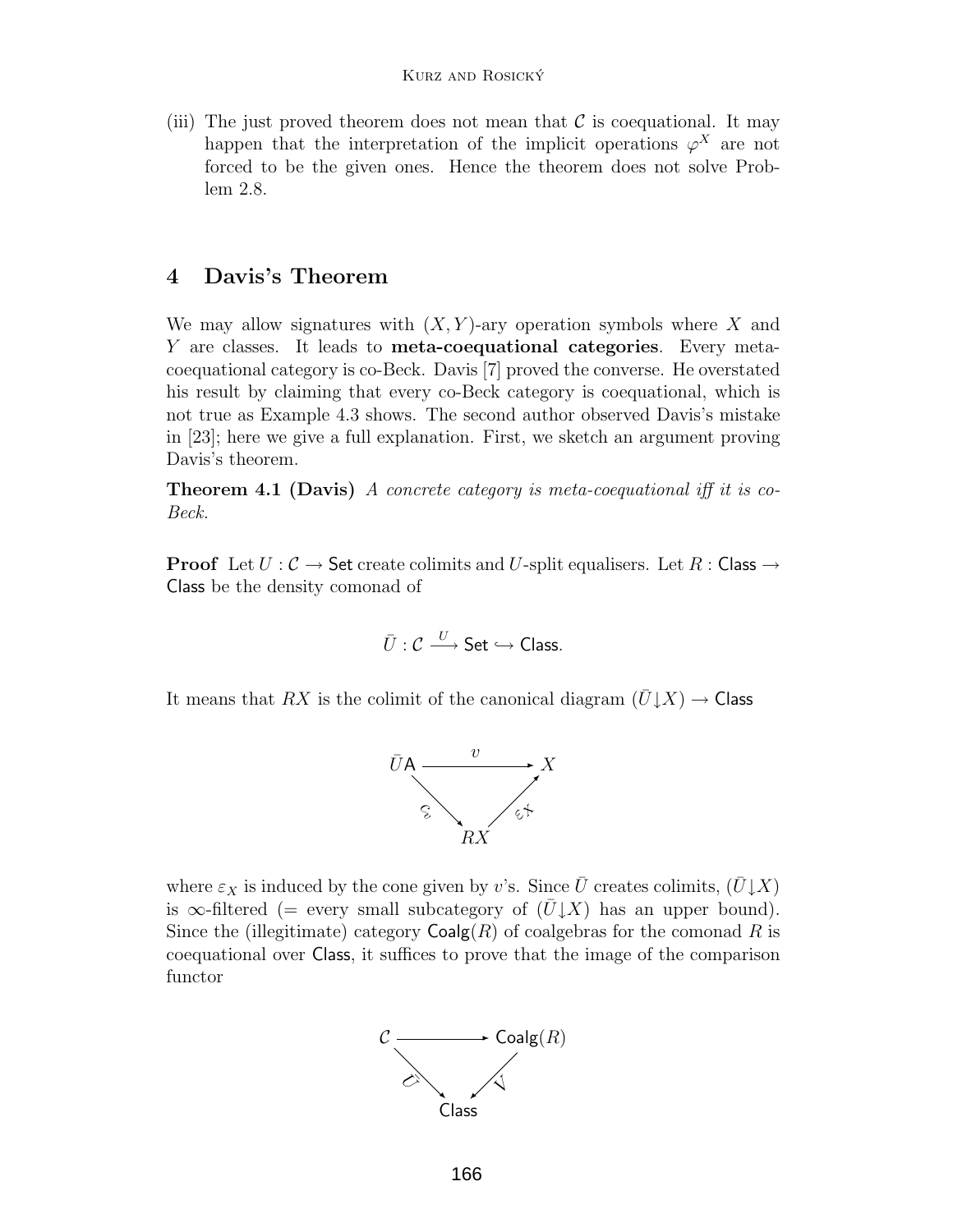(iii) The just proved theorem does not mean that $\mathcal{C}$ is coequational. It may happen that the interpretation of the implicit operations $\varphi^X$ are not forced to be the given ones. Hence the theorem does not solve Problem 2.8.

## 4 Davis's Theorem

We may allow signatures with $(X, Y)$-ary operation symbols where $X$ and $Y$ are classes. It leads to **meta-coequational categories**. Every meta-coequational category is co-Beck. Davis [7] proved the converse. He overstated his result by claiming that every co-Beck category is coequational, which is not true as Example 4.3 shows. The second author observed Davis's mistake in [23]; here we give a full explanation. First, we sketch an argument proving Davis's theorem.

**Theorem 4.1 (Davis)** *A concrete category is meta-coequational iff it is co-Beck.*

**Proof** Let $U : \mathcal{C} \to \mathsf{Set}$ create colimits and $U$-split equalisers. Let $R : \mathsf{Class} \to \mathsf{Class}$ be the density comonad of

$$\bar{U} : \mathcal{C} \xrightarrow{U} \mathsf{Set} \hookrightarrow \mathsf{Class}.$$

It means that $RX$ is the colimit of the canonical diagram $(\bar{U}{\downarrow}X) \to \mathsf{Class}$

$$\begin{array}{ccc} \bar{U}\mathsf{A} & \xrightarrow{\quad v \quad} & X \\ & {\scriptstyle \bar{v}} \searrow \quad \nearrow {\scriptstyle \varepsilon_X} & \\ & RX & \end{array}$$

where $\varepsilon_X$ is induced by the cone given by $v$'s. Since $\bar{U}$ creates colimits, $(\bar{U}{\downarrow}X)$ is $\infty$-filtered (= every small subcategory of $(\bar{U}{\downarrow}X)$ has an upper bound). Since the (illegitimate) category $\mathsf{Coalg}(R)$ of coalgebras for the comonad $R$ is coequational over $\mathsf{Class}$, it suffices to prove that the image of the comparison functor

$$\begin{array}{ccc} \mathcal{C} & \longrightarrow & \mathsf{Coalg}(R) \\ & {\scriptstyle \bar{U}} \searrow \quad \swarrow {\scriptstyle V} & \\ & \mathsf{Class} & \end{array}$$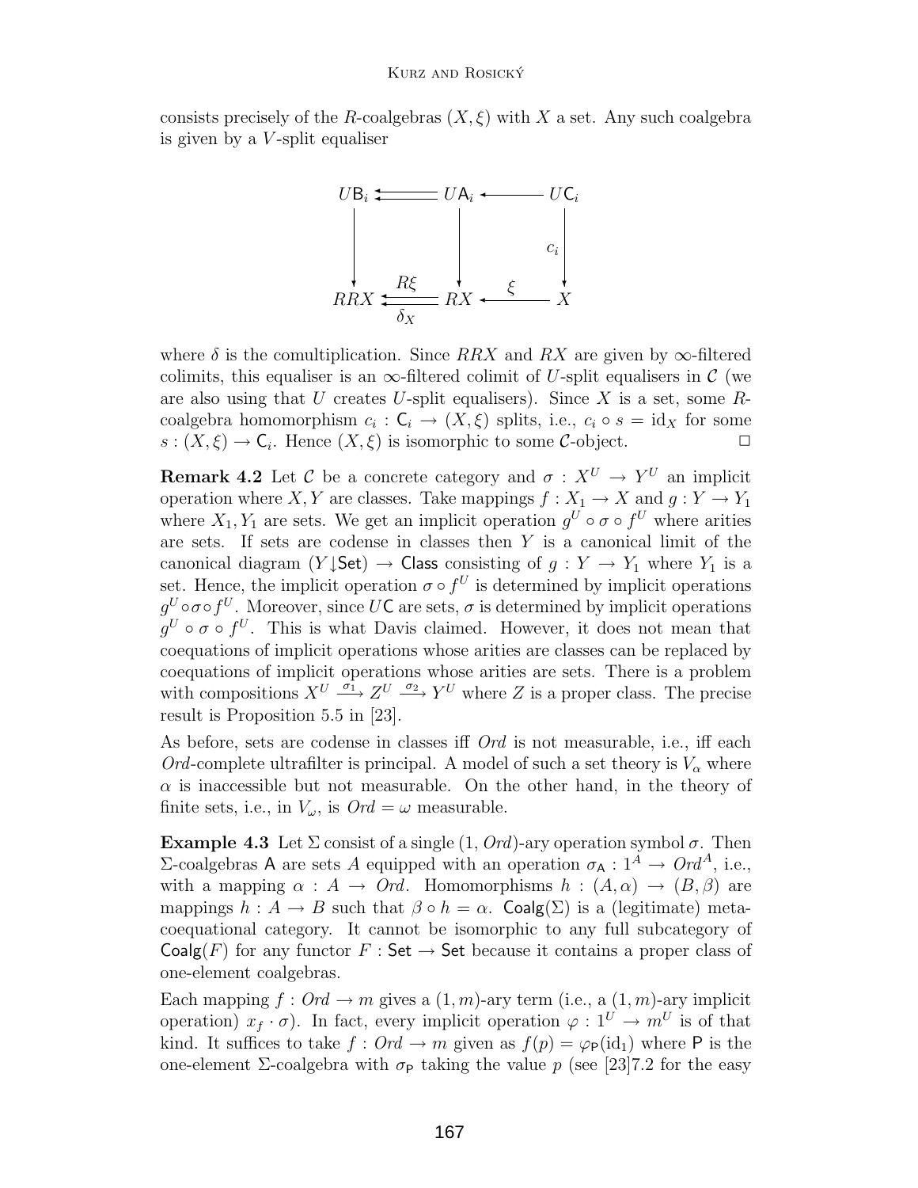consists precisely of the $R$-coalgebras $(X, \xi)$ with $X$ a set. Any such coalgebra is given by a $V$-split equaliser

$$
\begin{array}{ccccc}
U\mathsf{B}_i & \leftleftarrows & U\mathsf{A}_i & \longleftarrow & U\mathsf{C}_i \\
\downarrow & & \downarrow & & \downarrow c_i \\
RRX & \underset{\delta_X}{\overset{R\xi}{\leftleftarrows}} & RX & \overset{\xi}{\longleftarrow} & X
\end{array}
$$

where $\delta$ is the comultiplication. Since $RRX$ and $RX$ are given by $\infty$-filtered colimits, this equaliser is an $\infty$-filtered colimit of $U$-split equalisers in $\mathcal{C}$ (we are also using that $U$ creates $U$-split equalisers). Since $X$ is a set, some $R$-coalgebra homomorphism $c_i : \mathsf{C}_i \to (X, \xi)$ splits, i.e., $c_i \circ s = \mathrm{id}_X$ for some $s : (X, \xi) \to \mathsf{C}_i$. Hence $(X, \xi)$ is isomorphic to some $\mathcal{C}$-object. □

**Remark 4.2** Let $\mathcal{C}$ be a concrete category and $\sigma : X^U \to Y^U$ an implicit operation where $X, Y$ are classes. Take mappings $f : X_1 \to X$ and $g : Y \to Y_1$ where $X_1, Y_1$ are sets. We get an implicit operation $g^U \circ \sigma \circ f^U$ where arities are sets. If sets are codense in classes then $Y$ is a canonical limit of the canonical diagram $(Y \downarrow \mathsf{Set}) \to \mathsf{Class}$ consisting of $g : Y \to Y_1$ where $Y_1$ is a set. Hence, the implicit operation $\sigma \circ f^U$ is determined by implicit operations $g^U \circ \sigma \circ f^U$. Moreover, since $U\mathsf{C}$ are sets, $\sigma$ is determined by implicit operations $g^U \circ \sigma \circ f^U$. This is what Davis claimed. However, it does not mean that coequations of implicit operations whose arities are classes can be replaced by coequations of implicit operations whose arities are sets. There is a problem with compositions $X^U \xrightarrow{\sigma_1} Z^U \xrightarrow{\sigma_2} Y^U$ where $Z$ is a proper class. The precise result is Proposition 5.5 in [23].

As before, sets are codense in classes iff $Ord$ is not measurable, i.e., iff each $Ord$-complete ultrafilter is principal. A model of such a set theory is $V_\alpha$ where $\alpha$ is inaccessible but not measurable. On the other hand, in the theory of finite sets, i.e., in $V_\omega$, is $Ord = \omega$ measurable.

**Example 4.3** Let $\Sigma$ consist of a single $(1, Ord)$-ary operation symbol $\sigma$. Then $\Sigma$-coalgebras $\mathsf{A}$ are sets $A$ equipped with an operation $\sigma_{\mathsf{A}} : 1^A \to Ord^A$, i.e., with a mapping $\alpha : A \to Ord$. Homomorphisms $h : (A, \alpha) \to (B, \beta)$ are mappings $h : A \to B$ such that $\beta \circ h = \alpha$. $\mathsf{Coalg}(\Sigma)$ is a (legitimate) meta-coequational category. It cannot be isomorphic to any full subcategory of $\mathsf{Coalg}(F)$ for any functor $F : \mathsf{Set} \to \mathsf{Set}$ because it contains a proper class of one-element coalgebras.

Each mapping $f : Ord \to m$ gives a $(1, m)$-ary term (i.e., a $(1, m)$-ary implicit operation) $x_f \cdot \sigma$). In fact, every implicit operation $\varphi : 1^U \to m^U$ is of that kind. It suffices to take $f : Ord \to m$ given as $f(p) = \varphi_{\mathsf{P}}(\mathrm{id}_1)$ where $\mathsf{P}$ is the one-element $\Sigma$-coalgebra with $\sigma_{\mathsf{P}}$ taking the value $p$ (see [23]7.2 for the easy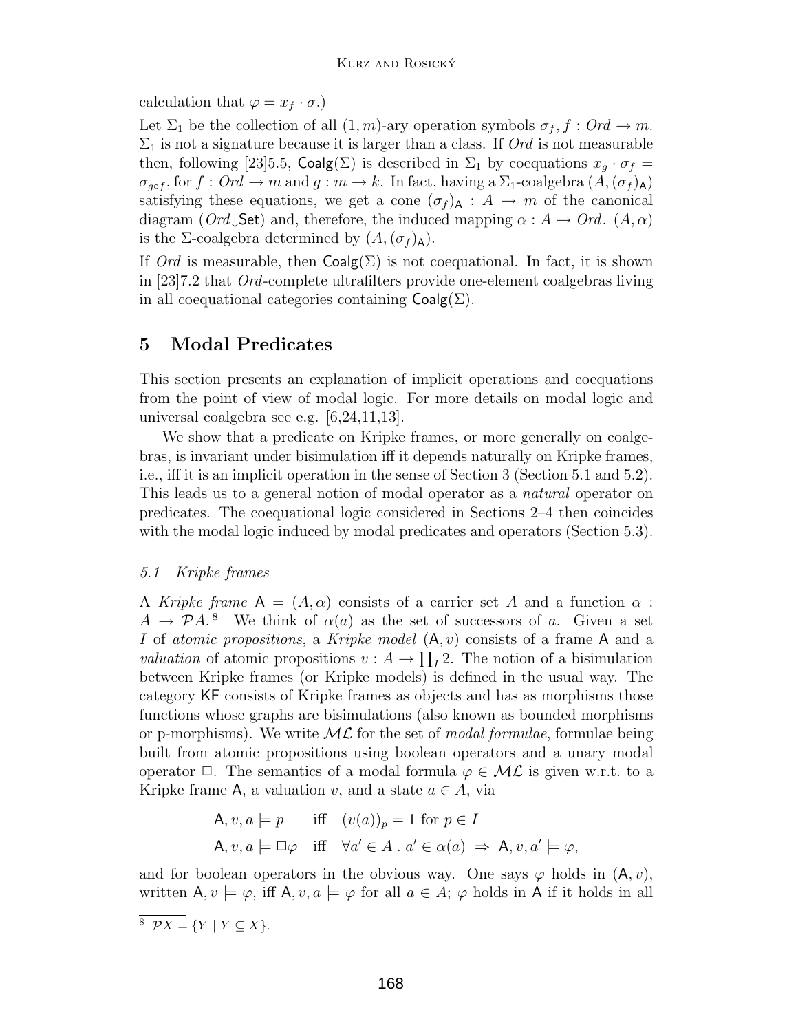calculation that $\varphi = x_f \cdot \sigma$.)

Let $\Sigma_1$ be the collection of all $(1, m)$-ary operation symbols $\sigma_f, f : Ord \to m$. $\Sigma_1$ is not a signature because it is larger than a class. If $Ord$ is not measurable then, following [23]5.5, $\mathsf{Coalg}(\Sigma)$ is described in $\Sigma_1$ by coequations $x_g \cdot \sigma_f = \sigma_{g \circ f}$, for $f : Ord \to m$ and $g : m \to k$. In fact, having a $\Sigma_1$-coalgebra $(A, (\sigma_f)_{\mathsf{A}})$ satisfying these equations, we get a cone $(\sigma_f)_{\mathsf{A}} : A \to m$ of the canonical diagram $(Ord \downarrow \mathsf{Set})$ and, therefore, the induced mapping $\alpha : A \to Ord$. $(A, \alpha)$ is the $\Sigma$-coalgebra determined by $(A, (\sigma_f)_{\mathsf{A}})$.

If $Ord$ is measurable, then $\mathsf{Coalg}(\Sigma)$ is not coequational. In fact, it is shown in [23]7.2 that $Ord$-complete ultrafilters provide one-element coalgebras living in all coequational categories containing $\mathsf{Coalg}(\Sigma)$.

## 5 Modal Predicates

This section presents an explanation of implicit operations and coequations from the point of view of modal logic. For more details on modal logic and universal coalgebra see e.g. [6,24,11,13].

We show that a predicate on Kripke frames, or more generally on coalgebras, is invariant under bisimulation iff it depends naturally on Kripke frames, i.e., iff it is an implicit operation in the sense of Section 3 (Section 5.1 and 5.2). This leads us to a general notion of modal operator as a *natural* operator on predicates. The coequational logic considered in Sections 2–4 then coincides with the modal logic induced by modal predicates and operators (Section 5.3).

### *5.1 Kripke frames*

A *Kripke frame* $\mathsf{A} = (A, \alpha)$ consists of a carrier set $A$ and a function $\alpha : A \to \mathcal{P}A$.[8] We think of $\alpha(a)$ as the set of successors of $a$. Given a set $I$ of *atomic propositions*, a *Kripke model* $(\mathsf{A}, v)$ consists of a frame $\mathsf{A}$ and a *valuation* of atomic propositions $v : A \to \prod_I 2$. The notion of a bisimulation between Kripke frames (or Kripke models) is defined in the usual way. The category $\mathsf{KF}$ consists of Kripke frames as objects and has as morphisms those functions whose graphs are bisimulations (also known as bounded morphisms or p-morphisms). We write $\mathcal{ML}$ for the set of *modal formulae*, formulae being built from atomic propositions using boolean operators and a unary modal operator $\Box$. The semantics of a modal formula $\varphi \in \mathcal{ML}$ is given w.r.t. to a Kripke frame $\mathsf{A}$, a valuation $v$, and a state $a \in A$, via

$$\mathsf{A}, v, a \models p \quad \text{iff} \quad (v(a))_p = 1 \text{ for } p \in I$$

$$\mathsf{A}, v, a \models \Box\varphi \quad \text{iff} \quad \forall a' \in A \,.\, a' \in \alpha(a) \;\Rightarrow\; \mathsf{A}, v, a' \models \varphi,$$

and for boolean operators in the obvious way. One says $\varphi$ holds in $(\mathsf{A}, v)$, written $\mathsf{A}, v \models \varphi$, iff $\mathsf{A}, v, a \models \varphi$ for all $a \in A$; $\varphi$ holds in $\mathsf{A}$ if it holds in all

[8] $\mathcal{P}X = \{Y \mid Y \subseteq X\}$.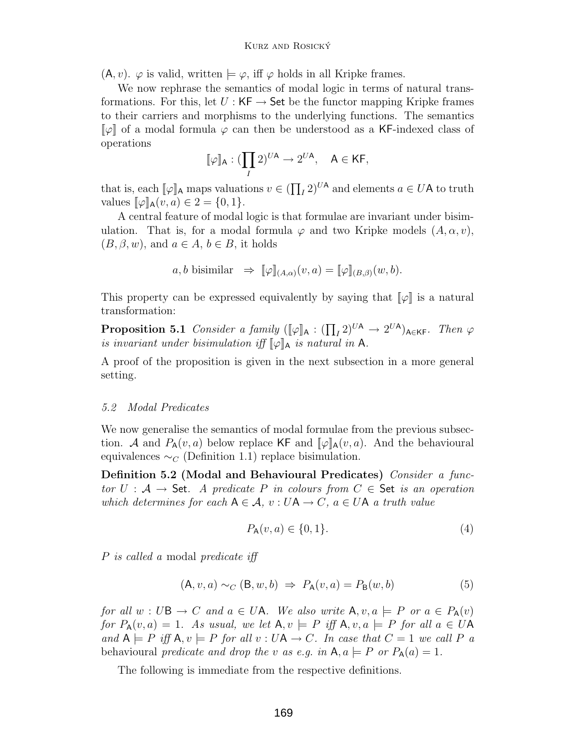$(\mathsf{A}, v)$. $\varphi$ is valid, written $\models \varphi$, iff $\varphi$ holds in all Kripke frames.

We now rephrase the semantics of modal logic in terms of natural transformations. For this, let $U : \mathsf{KF} \to \mathsf{Set}$ be the functor mapping Kripke frames to their carriers and morphisms to the underlying functions. The semantics $[\![\varphi]\!]$ of a modal formula $\varphi$ can then be understood as a $\mathsf{KF}$-indexed class of operations

$$[\![\varphi]\!]_{\mathsf{A}} : (\prod_I 2)^{U\mathsf{A}} \to 2^{U\mathsf{A}}, \quad \mathsf{A} \in \mathsf{KF},$$

that is, each $[\![\varphi]\!]_{\mathsf{A}}$ maps valuations $v \in (\prod_I 2)^{U\mathsf{A}}$ and elements $a \in U\mathsf{A}$ to truth values $[\![\varphi]\!]_{\mathsf{A}}(v, a) \in 2 = \{0, 1\}$.

A central feature of modal logic is that formulae are invariant under bisimulation. That is, for a modal formula $\varphi$ and two Kripke models $(A, \alpha, v)$, $(B, \beta, w)$, and $a \in A$, $b \in B$, it holds

$$a, b \text{ bisimilar} \ \Rightarrow \ [\![\varphi]\!]_{(A,\alpha)}(v, a) = [\![\varphi]\!]_{(B,\beta)}(w, b).$$

This property can be expressed equivalently by saying that $[\![\varphi]\!]$ is a natural transformation:

**Proposition 5.1** *Consider a family* $([\![\varphi]\!]_{\mathsf{A}} : (\prod_I 2)^{U\mathsf{A}} \to 2^{U\mathsf{A}})_{\mathsf{A} \in \mathsf{KF}}$. *Then* $\varphi$ *is invariant under bisimulation iff* $[\![\varphi]\!]_{\mathsf{A}}$ *is natural in* $\mathsf{A}$.

A proof of the proposition is given in the next subsection in a more general setting.

### 5.2 Modal Predicates

We now generalise the semantics of modal formulae from the previous subsection. $\mathcal{A}$ and $P_{\mathsf{A}}(v, a)$ below replace $\mathsf{KF}$ and $[\![\varphi]\!]_{\mathsf{A}}(v, a)$. And the behavioural equivalences $\sim_C$ (Definition 1.1) replace bisimulation.

**Definition 5.2 (Modal and Behavioural Predicates)** *Consider a functor* $U : \mathcal{A} \to \mathsf{Set}$. *A predicate* $P$ *in colours from* $C \in \mathsf{Set}$ *is an operation which determines for each* $\mathsf{A} \in \mathcal{A}$, $v : U\mathsf{A} \to C$, $a \in U\mathsf{A}$ *a truth value*

$$P_{\mathsf{A}}(v, a) \in \{0, 1\}. \tag{4}$$

*$P$ is called a* modal *predicate iff*

$$(\mathsf{A}, v, a) \sim_C (\mathsf{B}, w, b) \ \Rightarrow \ P_{\mathsf{A}}(v, a) = P_{\mathsf{B}}(w, b) \tag{5}$$

*for all* $w : U\mathsf{B} \to C$ *and* $a \in U\mathsf{A}$. *We also write* $\mathsf{A}, v, a \models P$ *or* $a \in P_{\mathsf{A}}(v)$ *for* $P_{\mathsf{A}}(v, a) = 1$. *As usual, we let* $\mathsf{A}, v \models P$ *iff* $\mathsf{A}, v, a \models P$ *for all* $a \in U\mathsf{A}$ *and* $\mathsf{A} \models P$ *iff* $\mathsf{A}, v \models P$ *for all* $v : U\mathsf{A} \to C$. *In case that* $C = 1$ *we call* $P$ *a* behavioural *predicate and drop the* $v$ *as e.g. in* $\mathsf{A}, a \models P$ *or* $P_{\mathsf{A}}(a) = 1$.

The following is immediate from the respective definitions.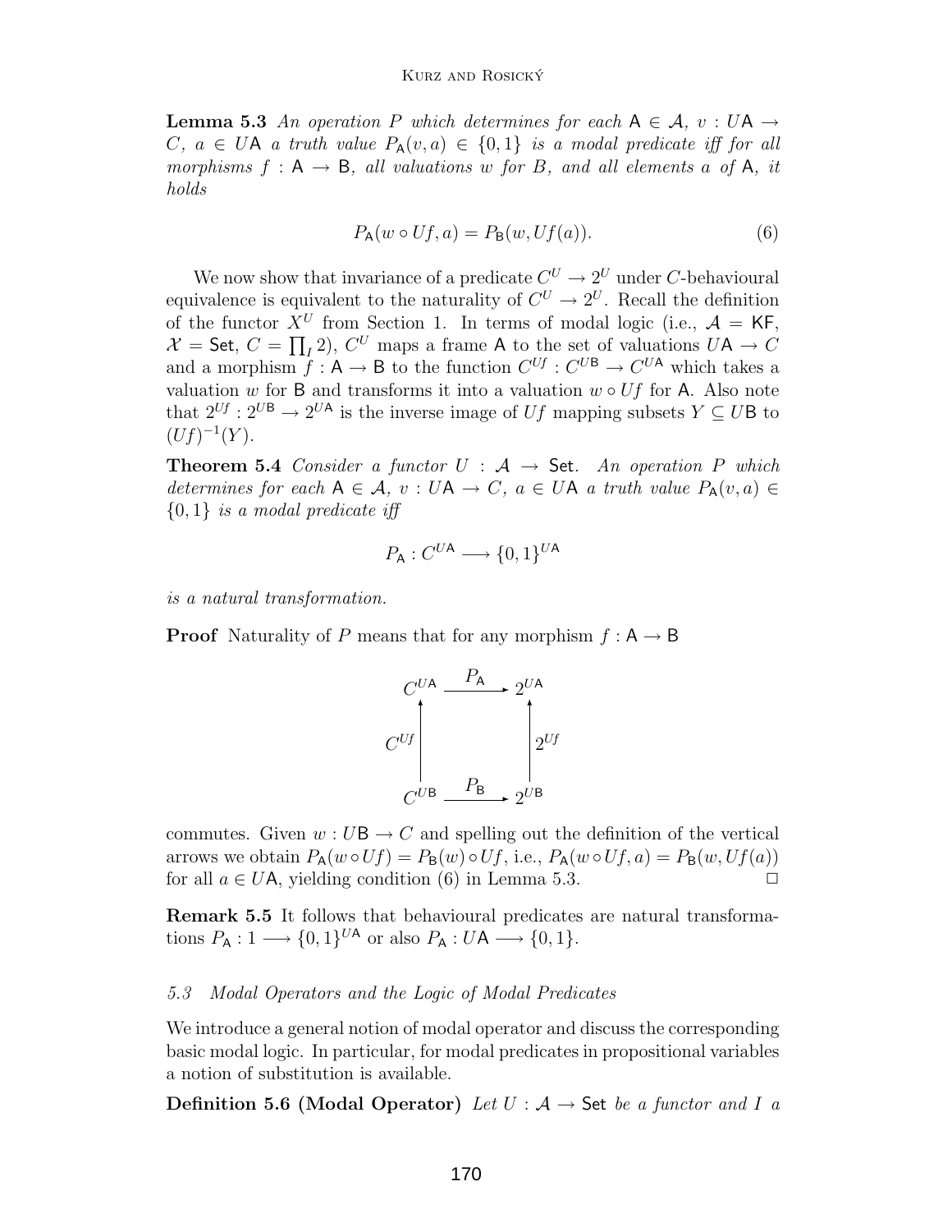**Lemma 5.3** *An operation $P$ which determines for each $\mathsf{A} \in \mathcal{A}$, $v : U\mathsf{A} \to C$, $a \in U\mathsf{A}$ a truth value $P_{\mathsf{A}}(v, a) \in \{0, 1\}$ is a modal predicate iff for all morphisms $f : \mathsf{A} \to \mathsf{B}$, all valuations $w$ for $B$, and all elements $a$ of $\mathsf{A}$, it holds*

$$P_{\mathsf{A}}(w \circ Uf, a) = P_{\mathsf{B}}(w, Uf(a)). \tag{6}$$

We now show that invariance of a predicate $C^U \to 2^U$ under $C$-behavioural equivalence is equivalent to the naturality of $C^U \to 2^U$. Recall the definition of the functor $X^U$ from Section 1. In terms of modal logic (i.e., $\mathcal{A} = \mathsf{KF}$, $\mathcal{X} = \mathsf{Set}$, $C = \prod_I 2$), $C^U$ maps a frame $\mathsf{A}$ to the set of valuations $U\mathsf{A} \to C$ and a morphism $f : \mathsf{A} \to \mathsf{B}$ to the function $C^{Uf} : C^{U\mathsf{B}} \to C^{U\mathsf{A}}$ which takes a valuation $w$ for $\mathsf{B}$ and transforms it into a valuation $w \circ Uf$ for $\mathsf{A}$. Also note that $2^{Uf} : 2^{U\mathsf{B}} \to 2^{U\mathsf{A}}$ is the inverse image of $Uf$ mapping subsets $Y \subseteq U\mathsf{B}$ to $(Uf)^{-1}(Y)$.

**Theorem 5.4** *Consider a functor $U : \mathcal{A} \to \mathsf{Set}$. An operation $P$ which determines for each $\mathsf{A} \in \mathcal{A}$, $v : U\mathsf{A} \to C$, $a \in U\mathsf{A}$ a truth value $P_{\mathsf{A}}(v, a) \in \{0, 1\}$ is a modal predicate iff*

$$P_{\mathsf{A}} : C^{U\mathsf{A}} \longrightarrow \{0, 1\}^{U\mathsf{A}}$$

*is a natural transformation.*

**Proof** Naturality of $P$ means that for any morphism $f : \mathsf{A} \to \mathsf{B}$

$$\begin{array}{ccc}
C^{U\mathsf{A}} & \xrightarrow{P_{\mathsf{A}}} & 2^{U\mathsf{A}} \\
{\scriptstyle C^{Uf}} \uparrow & & \uparrow {\scriptstyle 2^{Uf}} \\
C^{U\mathsf{B}} & \xrightarrow{P_{\mathsf{B}}} & 2^{U\mathsf{B}}
\end{array}$$

commutes. Given $w : U\mathsf{B} \to C$ and spelling out the definition of the vertical arrows we obtain $P_{\mathsf{A}}(w \circ Uf) = P_{\mathsf{B}}(w) \circ Uf$, i.e., $P_{\mathsf{A}}(w \circ Uf, a) = P_{\mathsf{B}}(w, Uf(a))$ for all $a \in U\mathsf{A}$, yielding condition (6) in Lemma 5.3. $\square$

**Remark 5.5** It follows that behavioural predicates are natural transformations $P_{\mathsf{A}} : 1 \longrightarrow \{0, 1\}^{U\mathsf{A}}$ or also $P_{\mathsf{A}} : U\mathsf{A} \longrightarrow \{0, 1\}$.

### *5.3 Modal Operators and the Logic of Modal Predicates*

We introduce a general notion of modal operator and discuss the corresponding basic modal logic. In particular, for modal predicates in propositional variables a notion of substitution is available.

**Definition 5.6 (Modal Operator)** *Let $U : \mathcal{A} \to \mathsf{Set}$ be a functor and $I$ a*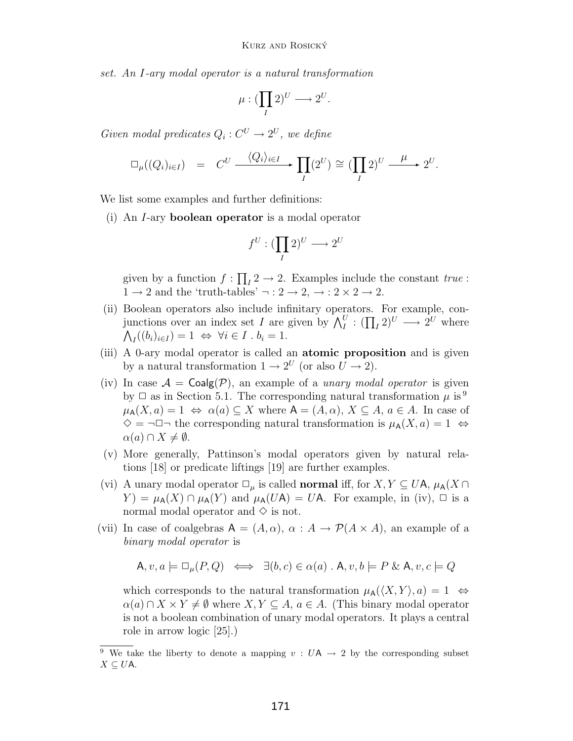*set. An $I$-ary modal operator is a natural transformation*

$$\mu : (\prod_I 2)^U \longrightarrow 2^U.$$

*Given modal predicates $Q_i : C^U \to 2^U$, we define*

$$\Box_\mu((Q_i)_{i\in I}) \quad = \quad C^U \xrightarrow{\langle Q_i\rangle_{i\in I}} \prod_I (2^U) \cong (\prod_I 2)^U \xrightarrow{\mu} 2^U.$$

We list some examples and further definitions:

(i) An $I$-ary **boolean operator** is a modal operator

$$f^U : (\prod_I 2)^U \longrightarrow 2^U$$

given by a function $f : \prod_I 2 \to 2$. Examples include the constant *true* : $1 \to 2$ and the 'truth-tables' $\neg : 2 \to 2$, $\to : 2 \times 2 \to 2$.

(ii) Boolean operators also include infinitary operators. For example, conjunctions over an index set $I$ are given by $\bigwedge_I^U : (\prod_I 2)^U \longrightarrow 2^U$ where $\bigwedge_I((b_i)_{i\in I}) = 1 \;\Leftrightarrow\; \forall i \in I \,.\, b_i = 1$.

(iii) A 0-ary modal operator is called an **atomic proposition** and is given by a natural transformation $1 \to 2^U$ (or also $U \to 2$).

(iv) In case $\mathcal{A} = \mathsf{Coalg}(\mathcal{P})$, an example of a *unary modal operator* is given by $\Box$ as in Section 5.1. The corresponding natural transformation $\mu$ is[9] $\mu_{\mathsf{A}}(X, a) = 1 \;\Leftrightarrow\; \alpha(a) \subseteq X$ where $\mathsf{A} = (A, \alpha)$, $X \subseteq A$, $a \in A$. In case of $\Diamond = \neg\Box\neg$ the corresponding natural transformation is $\mu_{\mathsf{A}}(X, a) = 1 \;\Leftrightarrow\; \alpha(a) \cap X \neq \emptyset$.

(v) More generally, Pattinson's modal operators given by natural relations [18] or predicate liftings [19] are further examples.

(vi) A unary modal operator $\Box_\mu$ is called **normal** iff, for $X, Y \subseteq U\mathsf{A}$, $\mu_{\mathsf{A}}(X \cap Y) = \mu_{\mathsf{A}}(X) \cap \mu_{\mathsf{A}}(Y)$ and $\mu_{\mathsf{A}}(U\mathsf{A}) = U\mathsf{A}$. For example, in (iv), $\Box$ is a normal modal operator and $\Diamond$ is not.

(vii) In case of coalgebras $\mathsf{A} = (A, \alpha)$, $\alpha : A \to \mathcal{P}(A \times A)$, an example of a *binary modal operator* is

$$\mathsf{A}, v, a \models \Box_\mu(P, Q) \iff \exists (b, c) \in \alpha(a) \,.\, \mathsf{A}, v, b \models P \;\&\; \mathsf{A}, v, c \models Q$$

which corresponds to the natural transformation $\mu_{\mathsf{A}}(\langle X, Y\rangle, a) = 1 \;\Leftrightarrow\; \alpha(a) \cap X \times Y \neq \emptyset$ where $X, Y \subseteq A$, $a \in A$. (This binary modal operator is not a boolean combination of unary modal operators. It plays a central role in arrow logic [25].)

[9] We take the liberty to denote a mapping $v : U\mathsf{A} \to 2$ by the corresponding subset $X \subseteq U\mathsf{A}$.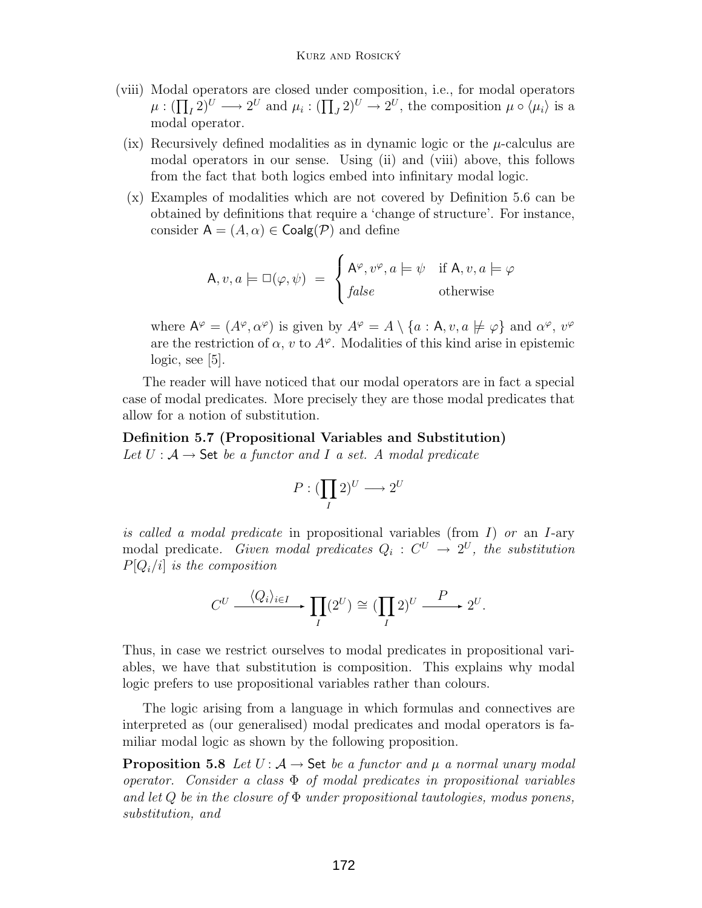(viii) Modal operators are closed under composition, i.e., for modal operators $\mu : (\prod_I 2)^U \longrightarrow 2^U$ and $\mu_i : (\prod_J 2)^U \to 2^U$, the composition $\mu \circ \langle \mu_i \rangle$ is a modal operator.

(ix) Recursively defined modalities as in dynamic logic or the $\mu$-calculus are modal operators in our sense. Using (ii) and (viii) above, this follows from the fact that both logics embed into infinitary modal logic.

(x) Examples of modalities which are not covered by Definition 5.6 can be obtained by definitions that require a 'change of structure'. For instance, consider $\mathsf{A} = (A, \alpha) \in \mathsf{Coalg}(\mathcal{P})$ and define

$$\mathsf{A}, v, a \models \Box(\varphi, \psi) \;=\; \begin{cases} \mathsf{A}^\varphi, v^\varphi, a \models \psi & \text{if } \mathsf{A}, v, a \models \varphi \\ \mathit{false} & \text{otherwise} \end{cases}$$

where $\mathsf{A}^\varphi = (A^\varphi, \alpha^\varphi)$ is given by $A^\varphi = A \setminus \{a : \mathsf{A}, v, a \not\models \varphi\}$ and $\alpha^\varphi$, $v^\varphi$ are the restriction of $\alpha$, $v$ to $A^\varphi$. Modalities of this kind arise in epistemic logic, see [5].

The reader will have noticed that our modal operators are in fact a special case of modal predicates. More precisely they are those modal predicates that allow for a notion of substitution.

**Definition 5.7 (Propositional Variables and Substitution)**
*Let $U : \mathcal{A} \to \mathsf{Set}$ be a functor and $I$ a set. A modal predicate*

$$P : (\prod_I 2)^U \longrightarrow 2^U$$

*is called a modal predicate* in propositional variables (from $I$) *or* an $I$-ary modal predicate. *Given modal predicates $Q_i : C^U \to 2^U$, the substitution $P[Q_i/i]$ is the composition*

$$C^U \xrightarrow{\langle Q_i \rangle_{i \in I}} \prod_I (2^U) \cong (\prod_I 2)^U \xrightarrow{\;P\;} 2^U.$$

Thus, in case we restrict ourselves to modal predicates in propositional variables, we have that substitution is composition. This explains why modal logic prefers to use propositional variables rather than colours.

The logic arising from a language in which formulas and connectives are interpreted as (our generalised) modal predicates and modal operators is familiar modal logic as shown by the following proposition.

**Proposition 5.8** *Let $U : \mathcal{A} \to \mathsf{Set}$ be a functor and $\mu$ a normal unary modal operator. Consider a class $\Phi$ of modal predicates in propositional variables and let $Q$ be in the closure of $\Phi$ under propositional tautologies, modus ponens, substitution, and*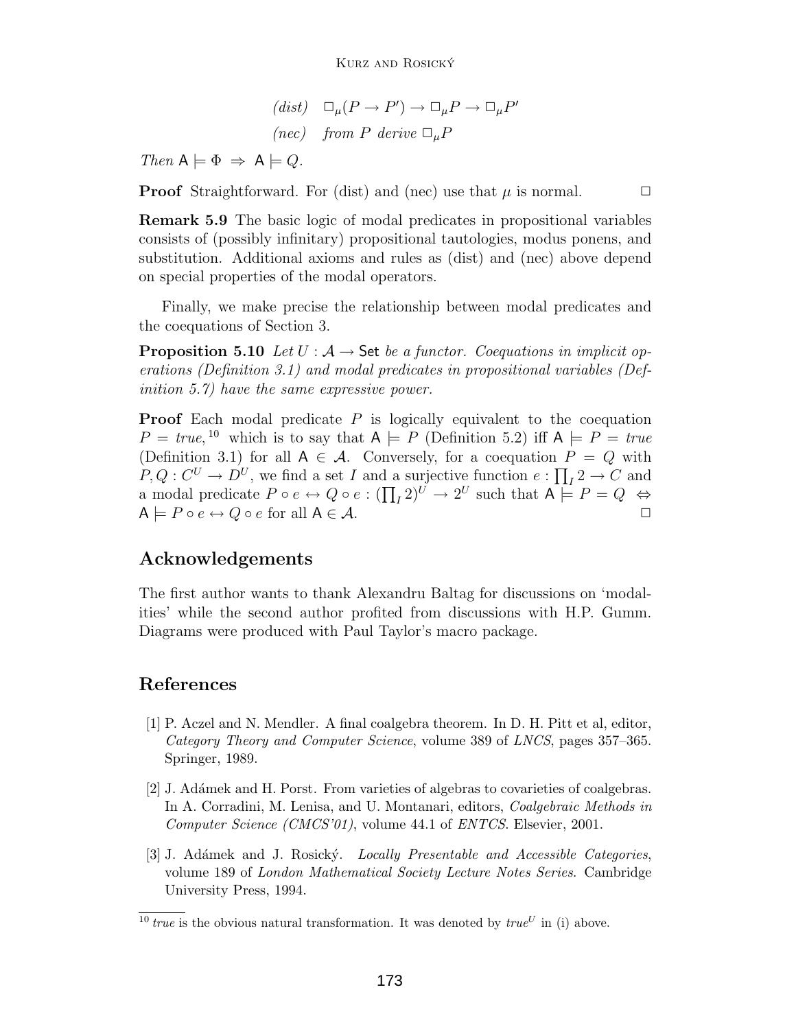$$(dist) \quad \Box_\mu(P \to P') \to \Box_\mu P \to \Box_\mu P'$$

$$(nec) \quad \textit{from } P \textit{ derive } \Box_\mu P$$

*Then* $\mathsf{A} \models \Phi \;\Rightarrow\; \mathsf{A} \models Q$.

**Proof** Straightforward. For (dist) and (nec) use that $\mu$ is normal. $\Box$

**Remark 5.9** The basic logic of modal predicates in propositional variables consists of (possibly infinitary) propositional tautologies, modus ponens, and substitution. Additional axioms and rules as (dist) and (nec) above depend on special properties of the modal operators.

Finally, we make precise the relationship between modal predicates and the coequations of Section 3.

**Proposition 5.10** *Let* $U : \mathcal{A} \to \mathsf{Set}$ *be a functor. Coequations in implicit operations (Definition 3.1) and modal predicates in propositional variables (Definition 5.7) have the same expressive power.*

**Proof** Each modal predicate $P$ is logically equivalent to the coequation $P = \mathit{true}$,[10] which is to say that $\mathsf{A} \models P$ (Definition 5.2) iff $\mathsf{A} \models P = \mathit{true}$ (Definition 3.1) for all $\mathsf{A} \in \mathcal{A}$. Conversely, for a coequation $P = Q$ with $P, Q : C^U \to D^U$, we find a set $I$ and a surjective function $e : \prod_I 2 \to C$ and a modal predicate $P \circ e \leftrightarrow Q \circ e : (\prod_I 2)^U \to 2^U$ such that $\mathsf{A} \models P = Q \;\Leftrightarrow\; \mathsf{A} \models P \circ e \leftrightarrow Q \circ e$ for all $\mathsf{A} \in \mathcal{A}$. $\Box$

## Acknowledgements

The first author wants to thank Alexandru Baltag for discussions on 'modalities' while the second author profited from discussions with H.P. Gumm. Diagrams were produced with Paul Taylor's macro package.

## References

[1] P. Aczel and N. Mendler. A final coalgebra theorem. In D. H. Pitt et al, editor, *Category Theory and Computer Science*, volume 389 of *LNCS*, pages 357–365. Springer, 1989.

[2] J. Adámek and H. Porst. From varieties of algebras to covarieties of coalgebras. In A. Corradini, M. Lenisa, and U. Montanari, editors, *Coalgebraic Methods in Computer Science (CMCS'01)*, volume 44.1 of *ENTCS*. Elsevier, 2001.

[3] J. Adámek and J. Rosický. *Locally Presentable and Accessible Categories*, volume 189 of *London Mathematical Society Lecture Notes Series*. Cambridge University Press, 1994.

[10] *true* is the obvious natural transformation. It was denoted by $\mathit{true}^U$ in (i) above.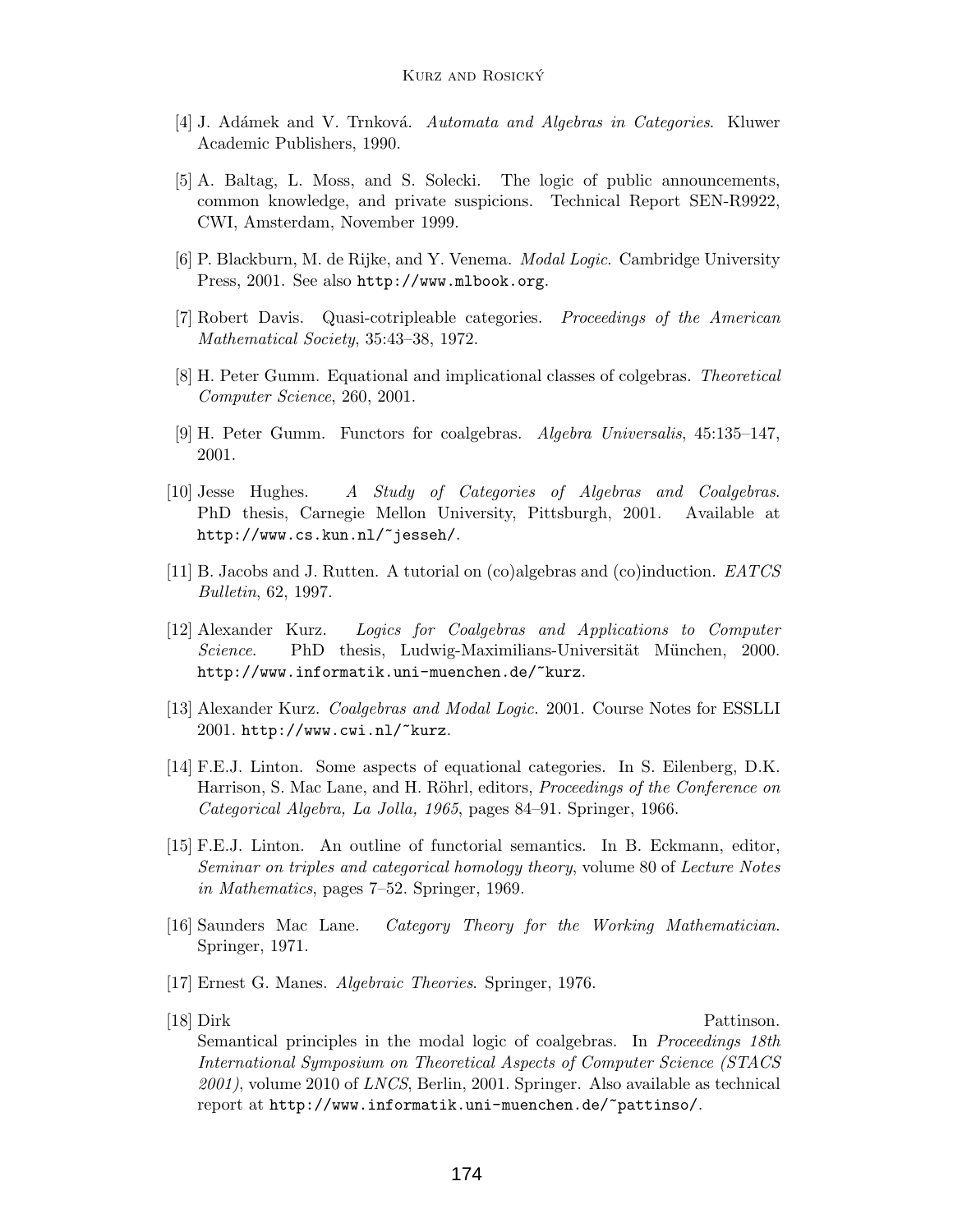[4] J. Adámek and V. Trnková. *Automata and Algebras in Categories*. Kluwer Academic Publishers, 1990.

[5] A. Baltag, L. Moss, and S. Solecki. The logic of public announcements, common knowledge, and private suspicions. Technical Report SEN-R9922, CWI, Amsterdam, November 1999.

[6] P. Blackburn, M. de Rijke, and Y. Venema. *Modal Logic*. Cambridge University Press, 2001. See also `http://www.mlbook.org`.

[7] Robert Davis. Quasi-cotripleable categories. *Proceedings of the American Mathematical Society*, 35:43–38, 1972.

[8] H. Peter Gumm. Equational and implicational classes of colgebras. *Theoretical Computer Science*, 260, 2001.

[9] H. Peter Gumm. Functors for coalgebras. *Algebra Universalis*, 45:135–147, 2001.

[10] Jesse Hughes. *A Study of Categories of Algebras and Coalgebras*. PhD thesis, Carnegie Mellon University, Pittsburgh, 2001. Available at `http://www.cs.kun.nl/~jesseh/`.

[11] B. Jacobs and J. Rutten. A tutorial on (co)algebras and (co)induction. *EATCS Bulletin*, 62, 1997.

[12] Alexander Kurz. *Logics for Coalgebras and Applications to Computer Science*. PhD thesis, Ludwig-Maximilians-Universität München, 2000. `http://www.informatik.uni-muenchen.de/~kurz`.

[13] Alexander Kurz. *Coalgebras and Modal Logic*. 2001. Course Notes for ESSLLI 2001. `http://www.cwi.nl/~kurz`.

[14] F.E.J. Linton. Some aspects of equational categories. In S. Eilenberg, D.K. Harrison, S. Mac Lane, and H. Röhrl, editors, *Proceedings of the Conference on Categorical Algebra, La Jolla, 1965*, pages 84–91. Springer, 1966.

[15] F.E.J. Linton. An outline of functorial semantics. In B. Eckmann, editor, *Seminar on triples and categorical homology theory*, volume 80 of *Lecture Notes in Mathematics*, pages 7–52. Springer, 1969.

[16] Saunders Mac Lane. *Category Theory for the Working Mathematician*. Springer, 1971.

[17] Ernest G. Manes. *Algebraic Theories*. Springer, 1976.

[18] Dirk Pattinson. Semantical principles in the modal logic of coalgebras. In *Proceedings 18th International Symposium on Theoretical Aspects of Computer Science (STACS 2001)*, volume 2010 of *LNCS*, Berlin, 2001. Springer. Also available as technical report at `http://www.informatik.uni-muenchen.de/~pattinso/`.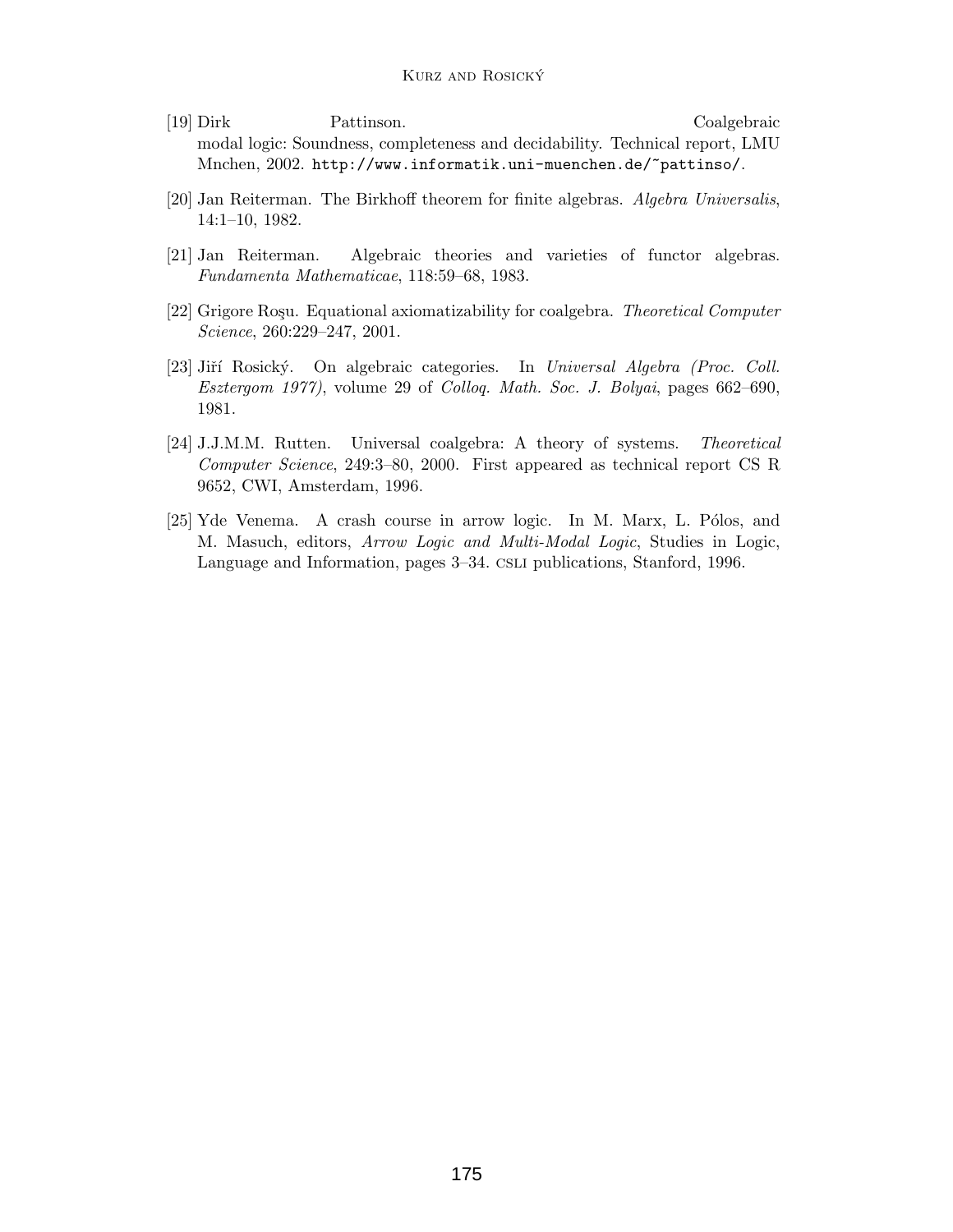[19] Dirk Pattinson. Coalgebraic modal logic: Soundness, completeness and decidability. Technical report, LMU Mnchen, 2002. http://www.informatik.uni-muenchen.de/~pattinso/.

[20] Jan Reiterman. The Birkhoff theorem for finite algebras. *Algebra Universalis*, 14:1–10, 1982.

[21] Jan Reiterman. Algebraic theories and varieties of functor algebras. *Fundamenta Mathematicae*, 118:59–68, 1983.

[22] Grigore Roşu. Equational axiomatizability for coalgebra. *Theoretical Computer Science*, 260:229–247, 2001.

[23] Jiří Rosický. On algebraic categories. In *Universal Algebra (Proc. Coll. Esztergom 1977)*, volume 29 of *Colloq. Math. Soc. J. Bolyai*, pages 662–690, 1981.

[24] J.J.M.M. Rutten. Universal coalgebra: A theory of systems. *Theoretical Computer Science*, 249:3–80, 2000. First appeared as technical report CS R 9652, CWI, Amsterdam, 1996.

[25] Yde Venema. A crash course in arrow logic. In M. Marx, L. Pólos, and M. Masuch, editors, *Arrow Logic and Multi-Modal Logic*, Studies in Logic, Language and Information, pages 3–34. CSLI publications, Stanford, 1996.